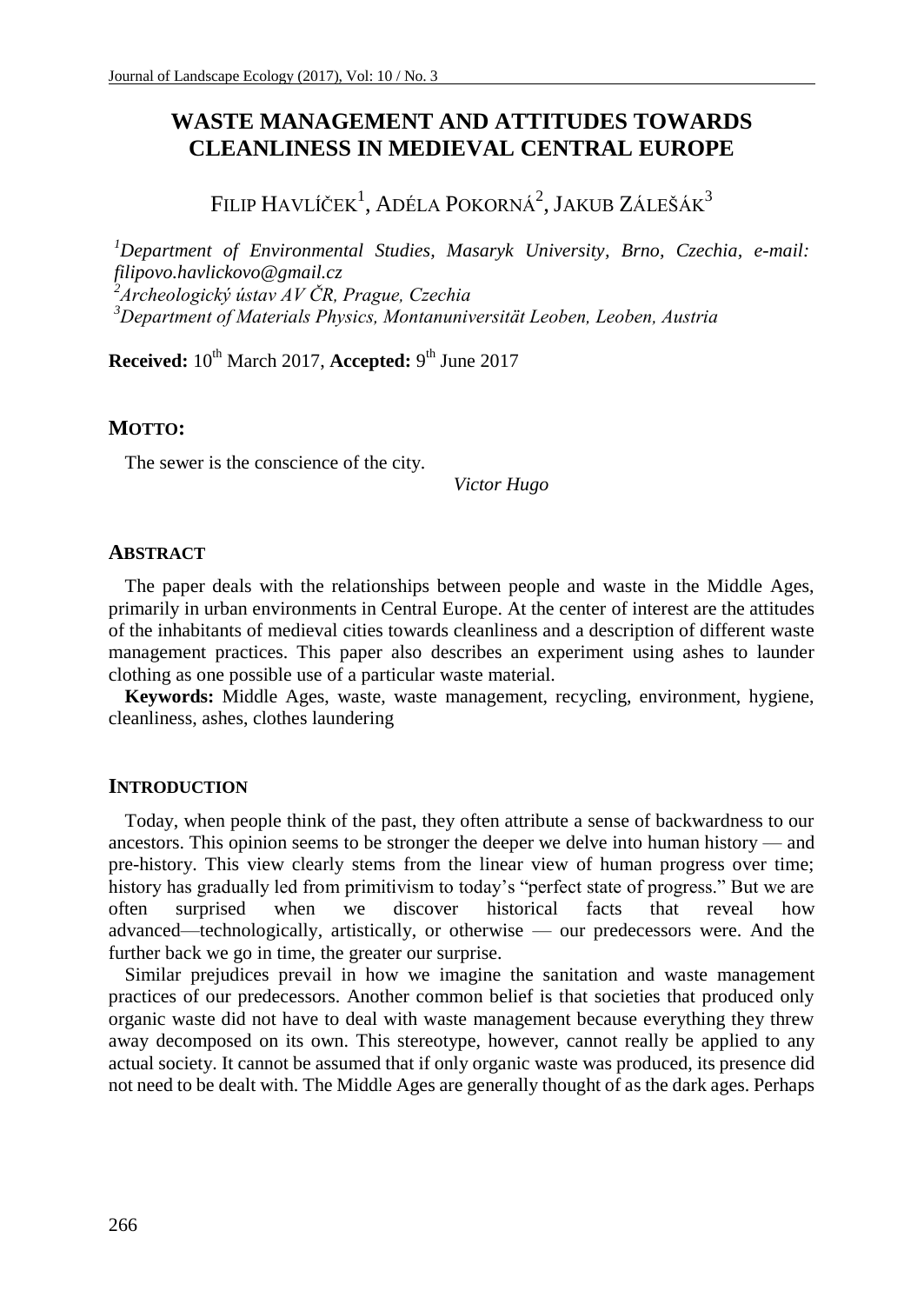# WASTE MANAGEMENT AND ATTITUDES TOWARDS CLEANLINESS IN MEDIEVAL CENTRAL EUROPE

FILIP HAVLÍČEK[1], ADÉLA POKORNÁ[2], JAKUB ZÁLEŠÁK[3]

*[1]Department of Environmental Studies, Masaryk University, Brno, Czechia, e-mail: filipovo.havlickovo@gmail.cz*
*[2]Archeologický ústav AV ČR, Prague, Czechia*
*[3]Department of Materials Physics, Montanuniversität Leoben, Leoben, Austria*

**Received:** 10th March 2017, **Accepted:** 9th June 2017

## MOTTO:

The sewer is the conscience of the city.

*Victor Hugo*

## ABSTRACT

The paper deals with the relationships between people and waste in the Middle Ages, primarily in urban environments in Central Europe. At the center of interest are the attitudes of the inhabitants of medieval cities towards cleanliness and a description of different waste management practices. This paper also describes an experiment using ashes to launder clothing as one possible use of a particular waste material.

**Keywords:** Middle Ages, waste, waste management, recycling, environment, hygiene, cleanliness, ashes, clothes laundering

## INTRODUCTION

Today, when people think of the past, they often attribute a sense of backwardness to our ancestors. This opinion seems to be stronger the deeper we delve into human history — and pre-history. This view clearly stems from the linear view of human progress over time; history has gradually led from primitivism to today's "perfect state of progress." But we are often surprised when we discover historical facts that reveal how advanced—technologically, artistically, or otherwise — our predecessors were. And the further back we go in time, the greater our surprise.

Similar prejudices prevail in how we imagine the sanitation and waste management practices of our predecessors. Another common belief is that societies that produced only organic waste did not have to deal with waste management because everything they threw away decomposed on its own. This stereotype, however, cannot really be applied to any actual society. It cannot be assumed that if only organic waste was produced, its presence did not need to be dealt with. The Middle Ages are generally thought of as the dark ages. Perhaps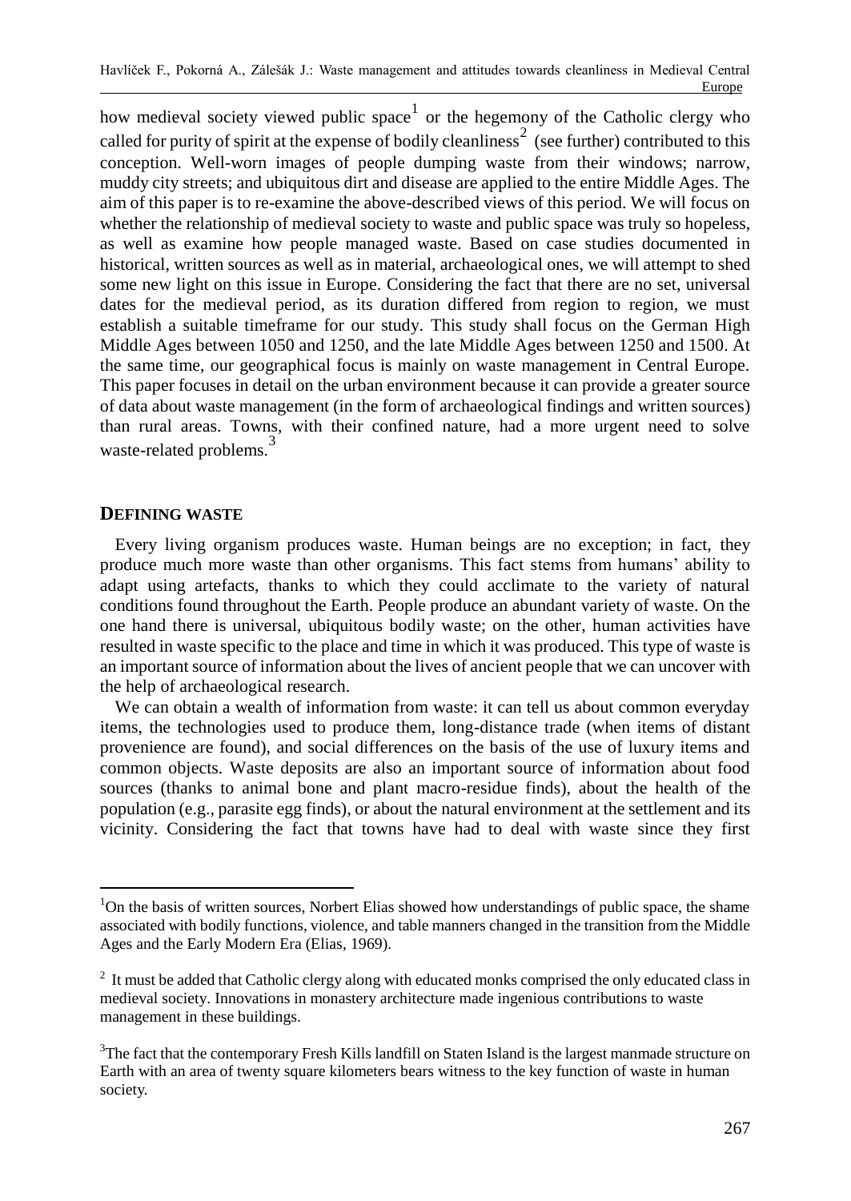how medieval society viewed public space[1] or the hegemony of the Catholic clergy who called for purity of spirit at the expense of bodily cleanliness[2] (see further) contributed to this conception. Well-worn images of people dumping waste from their windows; narrow, muddy city streets; and ubiquitous dirt and disease are applied to the entire Middle Ages. The aim of this paper is to re-examine the above-described views of this period. We will focus on whether the relationship of medieval society to waste and public space was truly so hopeless, as well as examine how people managed waste. Based on case studies documented in historical, written sources as well as in material, archaeological ones, we will attempt to shed some new light on this issue in Europe. Considering the fact that there are no set, universal dates for the medieval period, as its duration differed from region to region, we must establish a suitable timeframe for our study. This study shall focus on the German High Middle Ages between 1050 and 1250, and the late Middle Ages between 1250 and 1500. At the same time, our geographical focus is mainly on waste management in Central Europe. This paper focuses in detail on the urban environment because it can provide a greater source of data about waste management (in the form of archaeological findings and written sources) than rural areas. Towns, with their confined nature, had a more urgent need to solve waste-related problems.[3]

## DEFINING WASTE

Every living organism produces waste. Human beings are no exception; in fact, they produce much more waste than other organisms. This fact stems from humans' ability to adapt using artefacts, thanks to which they could acclimate to the variety of natural conditions found throughout the Earth. People produce an abundant variety of waste. On the one hand there is universal, ubiquitous bodily waste; on the other, human activities have resulted in waste specific to the place and time in which it was produced. This type of waste is an important source of information about the lives of ancient people that we can uncover with the help of archaeological research.

We can obtain a wealth of information from waste: it can tell us about common everyday items, the technologies used to produce them, long-distance trade (when items of distant provenience are found), and social differences on the basis of the use of luxury items and common objects. Waste deposits are also an important source of information about food sources (thanks to animal bone and plant macro-residue finds), about the health of the population (e.g., parasite egg finds), or about the natural environment at the settlement and its vicinity. Considering the fact that towns have had to deal with waste since they first

---

[1] On the basis of written sources, Norbert Elias showed how understandings of public space, the shame associated with bodily functions, violence, and table manners changed in the transition from the Middle Ages and the Early Modern Era (Elias, 1969).

[2] It must be added that Catholic clergy along with educated monks comprised the only educated class in medieval society. Innovations in monastery architecture made ingenious contributions to waste management in these buildings.

[3] The fact that the contemporary Fresh Kills landfill on Staten Island is the largest manmade structure on Earth with an area of twenty square kilometers bears witness to the key function of waste in human society.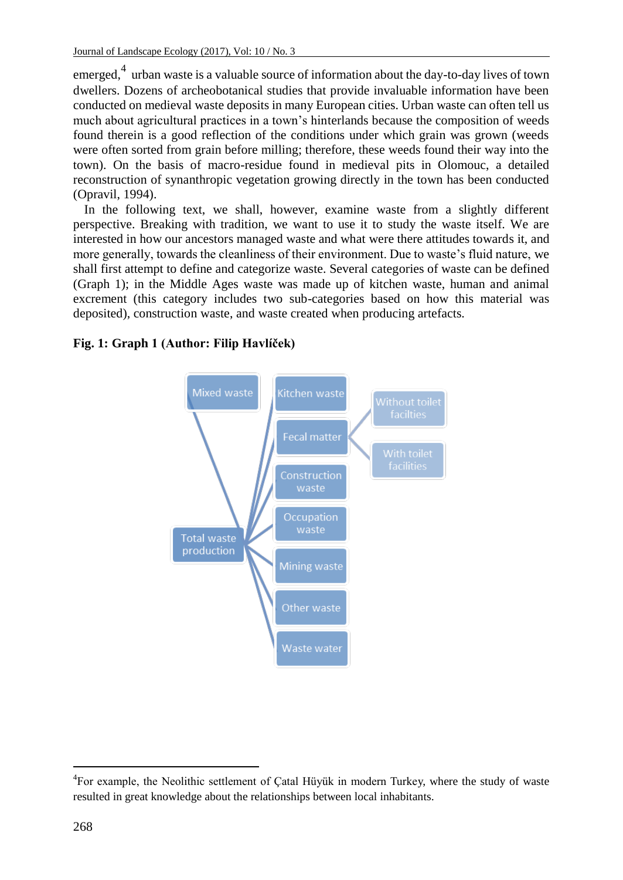emerged,[4] urban waste is a valuable source of information about the day-to-day lives of town dwellers. Dozens of archeobotanical studies that provide invaluable information have been conducted on medieval waste deposits in many European cities. Urban waste can often tell us much about agricultural practices in a town's hinterlands because the composition of weeds found therein is a good reflection of the conditions under which grain was grown (weeds were often sorted from grain before milling; therefore, these weeds found their way into the town). On the basis of macro-residue found in medieval pits in Olomouc, a detailed reconstruction of synanthropic vegetation growing directly in the town has been conducted (Opravil, 1994).

In the following text, we shall, however, examine waste from a slightly different perspective. Breaking with tradition, we want to use it to study the waste itself. We are interested in how our ancestors managed waste and what were there attitudes towards it, and more generally, towards the cleanliness of their environment. Due to waste's fluid nature, we shall first attempt to define and categorize waste. Several categories of waste can be defined (Graph 1); in the Middle Ages waste was made up of kitchen waste, human and animal excrement (this category includes two sub-categories based on how this material was deposited), construction waste, and waste created when producing artefacts.

**Fig. 1: Graph 1 (Author: Filip Havlíček)**

- Total waste production
  - Mixed waste
  - Kitchen waste
  - Fecal matter
    - Without toilet facilties
    - With toilet facilities
  - Construction waste
  - Occupation waste
  - Mining waste
  - Other waste
  - Waste water

[4]For example, the Neolithic settlement of Çatal Hüyük in modern Turkey, where the study of waste resulted in great knowledge about the relationships between local inhabitants.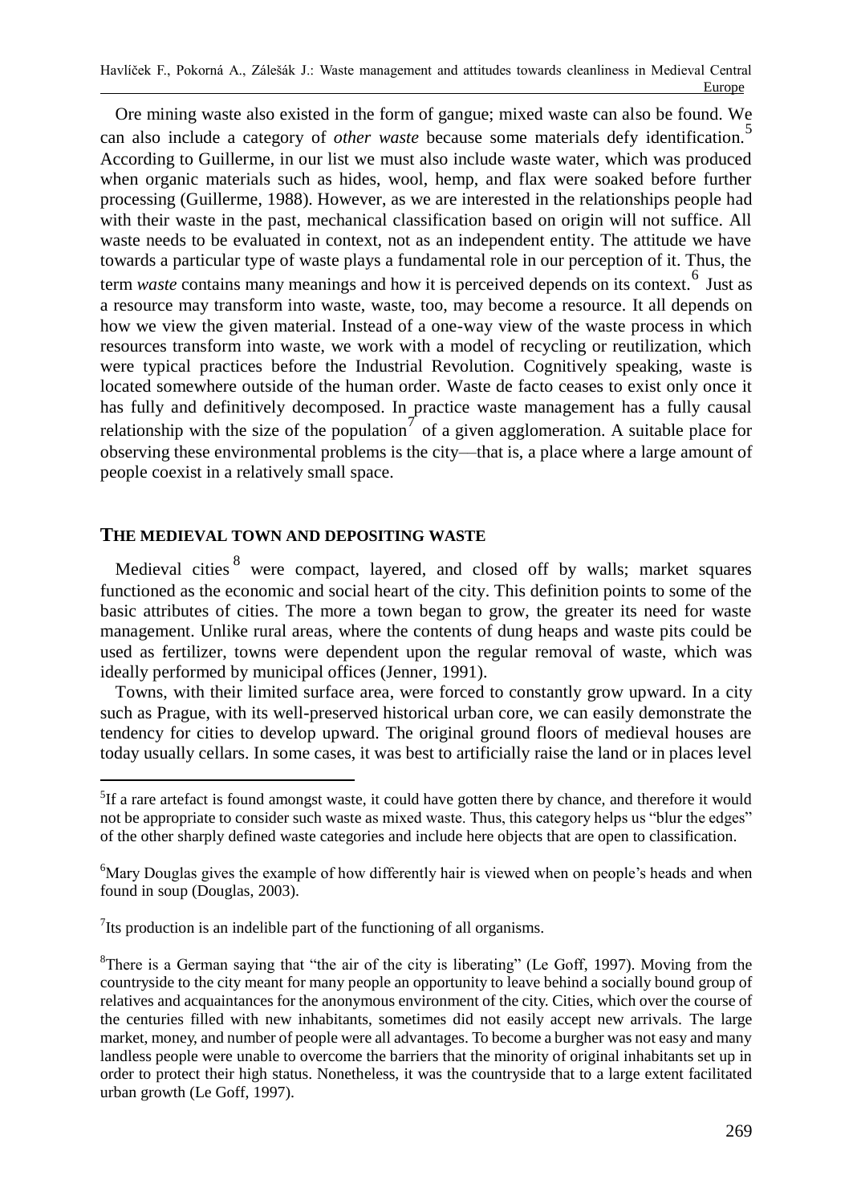Ore mining waste also existed in the form of gangue; mixed waste can also be found. We can also include a category of *other waste* because some materials defy identification.[5] According to Guillerme, in our list we must also include waste water, which was produced when organic materials such as hides, wool, hemp, and flax were soaked before further processing (Guillerme, 1988). However, as we are interested in the relationships people had with their waste in the past, mechanical classification based on origin will not suffice. All waste needs to be evaluated in context, not as an independent entity. The attitude we have towards a particular type of waste plays a fundamental role in our perception of it. Thus, the term *waste* contains many meanings and how it is perceived depends on its context.[6] Just as a resource may transform into waste, waste, too, may become a resource. It all depends on how we view the given material. Instead of a one-way view of the waste process in which resources transform into waste, we work with a model of recycling or reutilization, which were typical practices before the Industrial Revolution. Cognitively speaking, waste is located somewhere outside of the human order. Waste de facto ceases to exist only once it has fully and definitively decomposed. In practice waste management has a fully causal relationship with the size of the population[7] of a given agglomeration. A suitable place for observing these environmental problems is the city—that is, a place where a large amount of people coexist in a relatively small space.

## THE MEDIEVAL TOWN AND DEPOSITING WASTE

Medieval cities[8] were compact, layered, and closed off by walls; market squares functioned as the economic and social heart of the city. This definition points to some of the basic attributes of cities. The more a town began to grow, the greater its need for waste management. Unlike rural areas, where the contents of dung heaps and waste pits could be used as fertilizer, towns were dependent upon the regular removal of waste, which was ideally performed by municipal offices (Jenner, 1991).

Towns, with their limited surface area, were forced to constantly grow upward. In a city such as Prague, with its well-preserved historical urban core, we can easily demonstrate the tendency for cities to develop upward. The original ground floors of medieval houses are today usually cellars. In some cases, it was best to artificially raise the land or in places level

---

[5]If a rare artefact is found amongst waste, it could have gotten there by chance, and therefore it would not be appropriate to consider such waste as mixed waste. Thus, this category helps us "blur the edges" of the other sharply defined waste categories and include here objects that are open to classification.

[6]Mary Douglas gives the example of how differently hair is viewed when on people's heads and when found in soup (Douglas, 2003).

[7]Its production is an indelible part of the functioning of all organisms.

[8]There is a German saying that "the air of the city is liberating" (Le Goff, 1997). Moving from the countryside to the city meant for many people an opportunity to leave behind a socially bound group of relatives and acquaintances for the anonymous environment of the city. Cities, which over the course of the centuries filled with new inhabitants, sometimes did not easily accept new arrivals. The large market, money, and number of people were all advantages. To become a burgher was not easy and many landless people were unable to overcome the barriers that the minority of original inhabitants set up in order to protect their high status. Nonetheless, it was the countryside that to a large extent facilitated urban growth (Le Goff, 1997).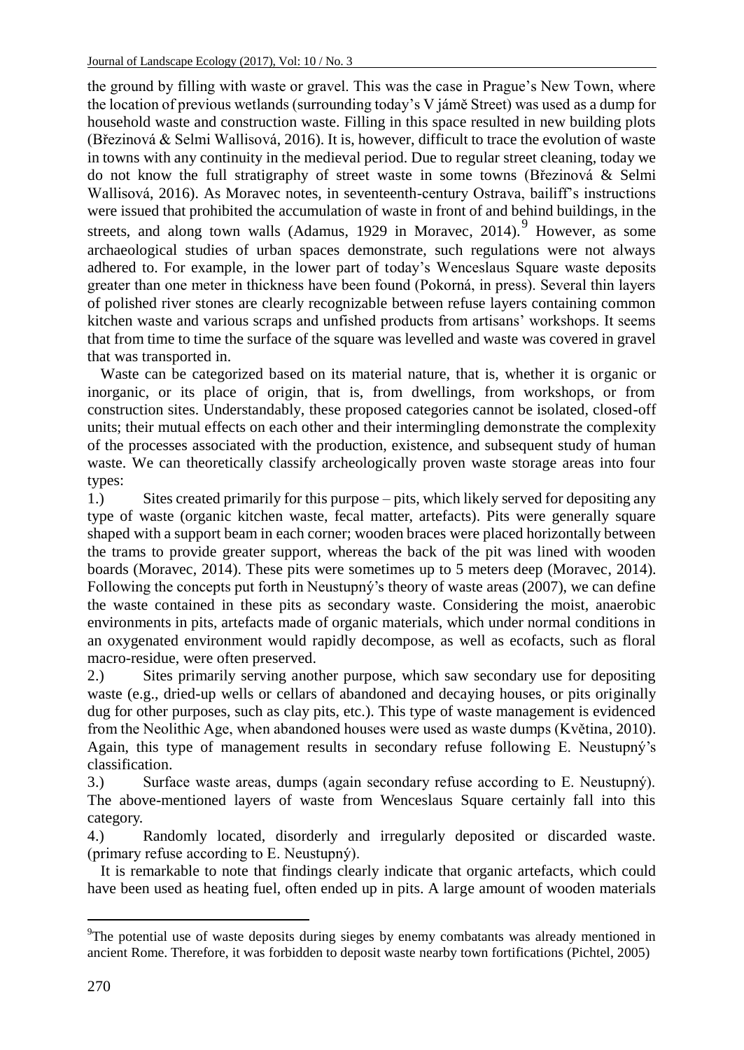the ground by filling with waste or gravel. This was the case in Prague's New Town, where the location of previous wetlands (surrounding today's V jámě Street) was used as a dump for household waste and construction waste. Filling in this space resulted in new building plots (Březinová & Selmi Wallisová, 2016). It is, however, difficult to trace the evolution of waste in towns with any continuity in the medieval period. Due to regular street cleaning, today we do not know the full stratigraphy of street waste in some towns (Březinová & Selmi Wallisová, 2016). As Moravec notes, in seventeenth-century Ostrava, bailiff's instructions were issued that prohibited the accumulation of waste in front of and behind buildings, in the streets, and along town walls (Adamus, 1929 in Moravec, 2014).[9] However, as some archaeological studies of urban spaces demonstrate, such regulations were not always adhered to. For example, in the lower part of today's Wenceslaus Square waste deposits greater than one meter in thickness have been found (Pokorná, in press). Several thin layers of polished river stones are clearly recognizable between refuse layers containing common kitchen waste and various scraps and unfished products from artisans' workshops. It seems that from time to time the surface of the square was levelled and waste was covered in gravel that was transported in.

Waste can be categorized based on its material nature, that is, whether it is organic or inorganic, or its place of origin, that is, from dwellings, from workshops, or from construction sites. Understandably, these proposed categories cannot be isolated, closed-off units; their mutual effects on each other and their intermingling demonstrate the complexity of the processes associated with the production, existence, and subsequent study of human waste. We can theoretically classify archeologically proven waste storage areas into four types:

1.) Sites created primarily for this purpose – pits, which likely served for depositing any type of waste (organic kitchen waste, fecal matter, artefacts). Pits were generally square shaped with a support beam in each corner; wooden braces were placed horizontally between the trams to provide greater support, whereas the back of the pit was lined with wooden boards (Moravec, 2014). These pits were sometimes up to 5 meters deep (Moravec, 2014). Following the concepts put forth in Neustupný's theory of waste areas (2007), we can define the waste contained in these pits as secondary waste. Considering the moist, anaerobic environments in pits, artefacts made of organic materials, which under normal conditions in an oxygenated environment would rapidly decompose, as well as ecofacts, such as floral macro-residue, were often preserved.

2.) Sites primarily serving another purpose, which saw secondary use for depositing waste (e.g., dried-up wells or cellars of abandoned and decaying houses, or pits originally dug for other purposes, such as clay pits, etc.). This type of waste management is evidenced from the Neolithic Age, when abandoned houses were used as waste dumps (Květina, 2010). Again, this type of management results in secondary refuse following E. Neustupný's classification.

3.) Surface waste areas, dumps (again secondary refuse according to E. Neustupný). The above-mentioned layers of waste from Wenceslaus Square certainly fall into this category.

4.) Randomly located, disorderly and irregularly deposited or discarded waste. (primary refuse according to E. Neustupný).

It is remarkable to note that findings clearly indicate that organic artefacts, which could have been used as heating fuel, often ended up in pits. A large amount of wooden materials

[9] The potential use of waste deposits during sieges by enemy combatants was already mentioned in ancient Rome. Therefore, it was forbidden to deposit waste nearby town fortifications (Pichtel, 2005)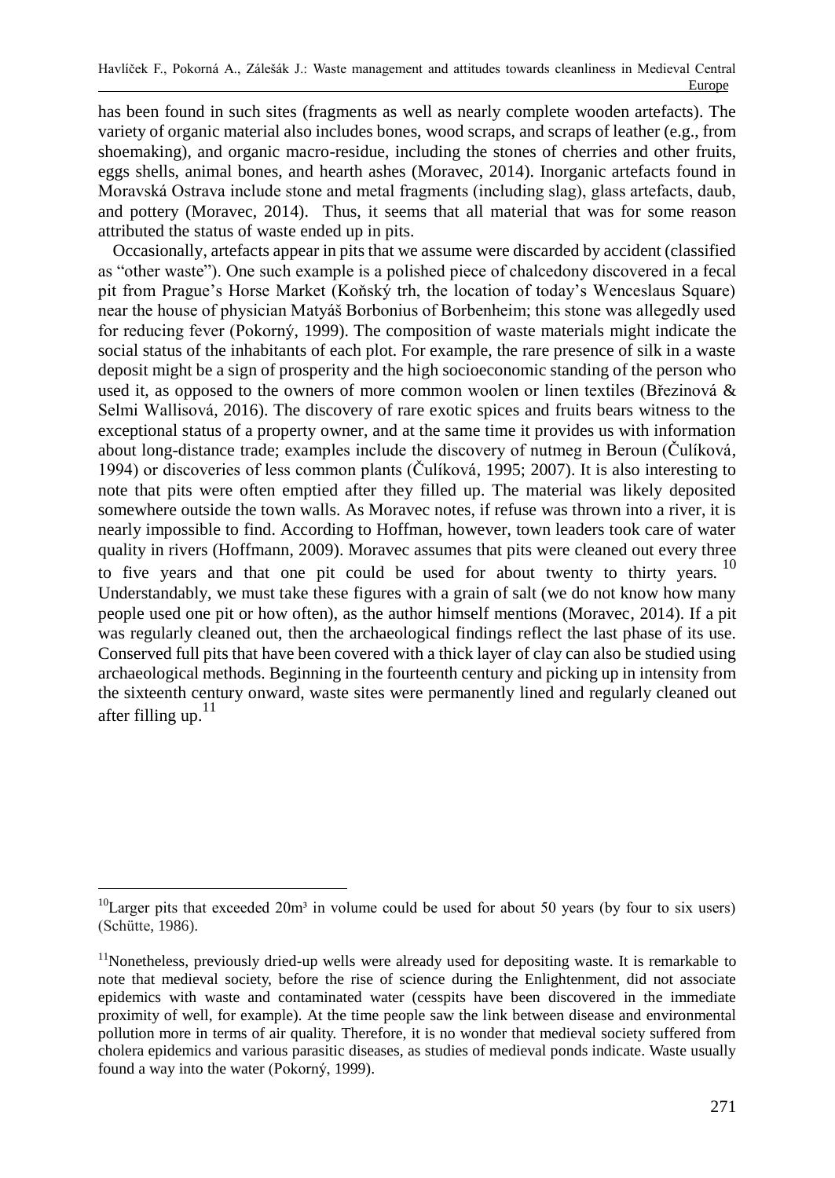has been found in such sites (fragments as well as nearly complete wooden artefacts). The variety of organic material also includes bones, wood scraps, and scraps of leather (e.g., from shoemaking), and organic macro-residue, including the stones of cherries and other fruits, eggs shells, animal bones, and hearth ashes (Moravec, 2014). Inorganic artefacts found in Moravská Ostrava include stone and metal fragments (including slag), glass artefacts, daub, and pottery (Moravec, 2014). Thus, it seems that all material that was for some reason attributed the status of waste ended up in pits.

Occasionally, artefacts appear in pits that we assume were discarded by accident (classified as "other waste"). One such example is a polished piece of chalcedony discovered in a fecal pit from Prague's Horse Market (Koňský trh, the location of today's Wenceslaus Square) near the house of physician Matyáš Borbonius of Borbenheim; this stone was allegedly used for reducing fever (Pokorný, 1999). The composition of waste materials might indicate the social status of the inhabitants of each plot. For example, the rare presence of silk in a waste deposit might be a sign of prosperity and the high socioeconomic standing of the person who used it, as opposed to the owners of more common woolen or linen textiles (Březinová & Selmi Wallisová, 2016). The discovery of rare exotic spices and fruits bears witness to the exceptional status of a property owner, and at the same time it provides us with information about long-distance trade; examples include the discovery of nutmeg in Beroun (Čulíková, 1994) or discoveries of less common plants (Čulíková, 1995; 2007). It is also interesting to note that pits were often emptied after they filled up. The material was likely deposited somewhere outside the town walls. As Moravec notes, if refuse was thrown into a river, it is nearly impossible to find. According to Hoffman, however, town leaders took care of water quality in rivers (Hoffmann, 2009). Moravec assumes that pits were cleaned out every three to five years and that one pit could be used for about twenty to thirty years. [10] Understandably, we must take these figures with a grain of salt (we do not know how many people used one pit or how often), as the author himself mentions (Moravec, 2014). If a pit was regularly cleaned out, then the archaeological findings reflect the last phase of its use. Conserved full pits that have been covered with a thick layer of clay can also be studied using archaeological methods. Beginning in the fourteenth century and picking up in intensity from the sixteenth century onward, waste sites were permanently lined and regularly cleaned out after filling up.[11]

---

[10] Larger pits that exceeded 20m³ in volume could be used for about 50 years (by four to six users) (Schütte, 1986).

[11] Nonetheless, previously dried-up wells were already used for depositing waste. It is remarkable to note that medieval society, before the rise of science during the Enlightenment, did not associate epidemics with waste and contaminated water (cesspits have been discovered in the immediate proximity of well, for example). At the time people saw the link between disease and environmental pollution more in terms of air quality. Therefore, it is no wonder that medieval society suffered from cholera epidemics and various parasitic diseases, as studies of medieval ponds indicate. Waste usually found a way into the water (Pokorný, 1999).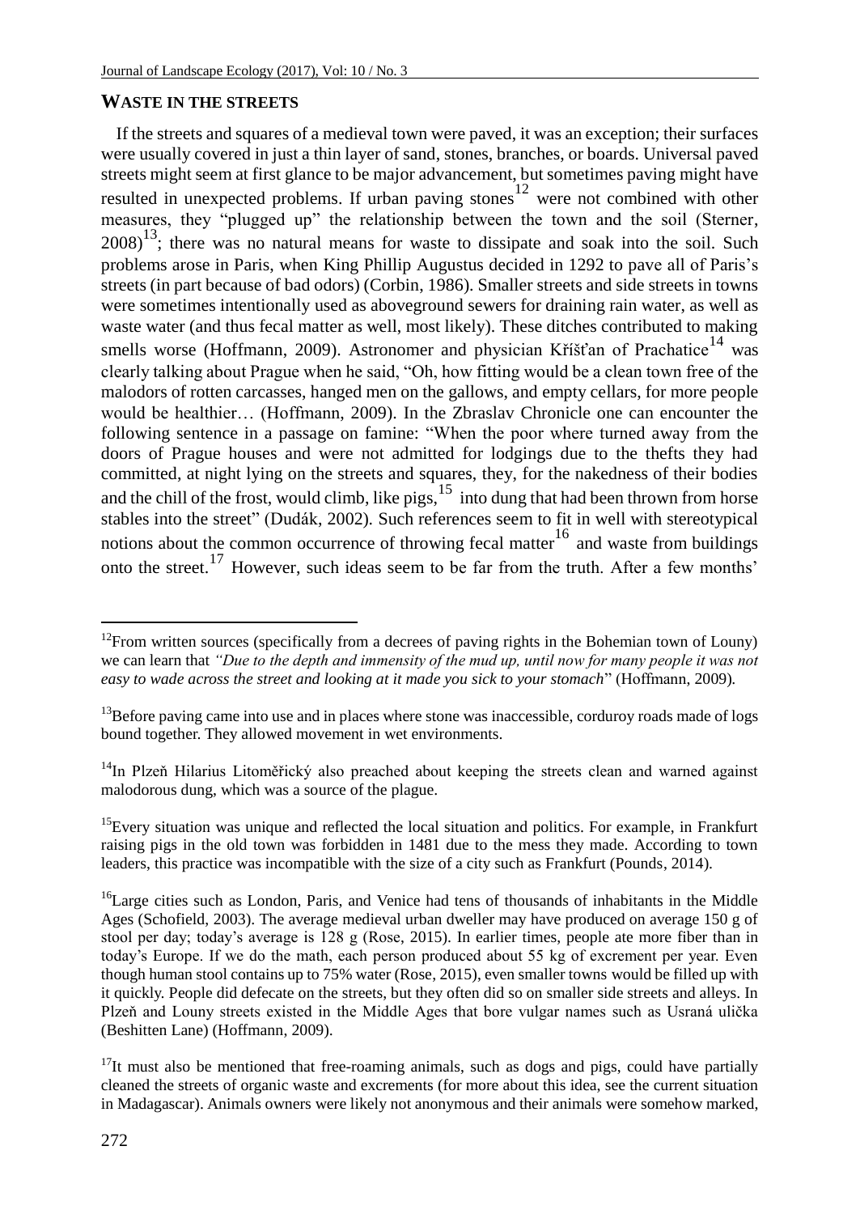## WASTE IN THE STREETS

If the streets and squares of a medieval town were paved, it was an exception; their surfaces were usually covered in just a thin layer of sand, stones, branches, or boards. Universal paved streets might seem at first glance to be major advancement, but sometimes paving might have resulted in unexpected problems. If urban paving stones[12] were not combined with other measures, they "plugged up" the relationship between the town and the soil (Sterner, 2008)[13]; there was no natural means for waste to dissipate and soak into the soil. Such problems arose in Paris, when King Phillip Augustus decided in 1292 to pave all of Paris's streets (in part because of bad odors) (Corbin, 1986). Smaller streets and side streets in towns were sometimes intentionally used as aboveground sewers for draining rain water, as well as waste water (and thus fecal matter as well, most likely). These ditches contributed to making smells worse (Hoffmann, 2009). Astronomer and physician Křišťan of Prachatice[14] was clearly talking about Prague when he said, "Oh, how fitting would be a clean town free of the malodors of rotten carcasses, hanged men on the gallows, and empty cellars, for more people would be healthier… (Hoffmann, 2009). In the Zbraslav Chronicle one can encounter the following sentence in a passage on famine: "When the poor where turned away from the doors of Prague houses and were not admitted for lodgings due to the thefts they had committed, at night lying on the streets and squares, they, for the nakedness of their bodies and the chill of the frost, would climb, like pigs,[15] into dung that had been thrown from horse stables into the street" (Dudák, 2002). Such references seem to fit in well with stereotypical notions about the common occurrence of throwing fecal matter[16] and waste from buildings onto the street.[17] However, such ideas seem to be far from the truth. After a few months'

---

[12]From written sources (specifically from a decrees of paving rights in the Bohemian town of Louny) we can learn that *"Due to the depth and immensity of the mud up, until now for many people it was not easy to wade across the street and looking at it made you sick to your stomach*" (Hoffmann, 2009).

[13]Before paving came into use and in places where stone was inaccessible, corduroy roads made of logs bound together. They allowed movement in wet environments.

[14]In Plzeň Hilarius Litoměřický also preached about keeping the streets clean and warned against malodorous dung, which was a source of the plague.

[15]Every situation was unique and reflected the local situation and politics. For example, in Frankfurt raising pigs in the old town was forbidden in 1481 due to the mess they made. According to town leaders, this practice was incompatible with the size of a city such as Frankfurt (Pounds, 2014).

[16]Large cities such as London, Paris, and Venice had tens of thousands of inhabitants in the Middle Ages (Schofield, 2003). The average medieval urban dweller may have produced on average 150 g of stool per day; today's average is 128 g (Rose, 2015). In earlier times, people ate more fiber than in today's Europe. If we do the math, each person produced about 55 kg of excrement per year. Even though human stool contains up to 75% water (Rose, 2015), even smaller towns would be filled up with it quickly. People did defecate on the streets, but they often did so on smaller side streets and alleys. In Plzeň and Louny streets existed in the Middle Ages that bore vulgar names such as Usraná ulička (Beshitten Lane) (Hoffmann, 2009).

[17]It must also be mentioned that free-roaming animals, such as dogs and pigs, could have partially cleaned the streets of organic waste and excrements (for more about this idea, see the current situation in Madagascar). Animals owners were likely not anonymous and their animals were somehow marked,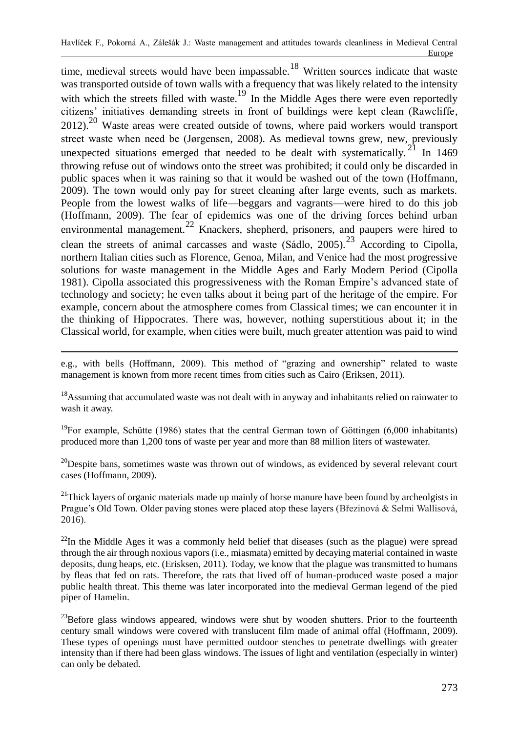time, medieval streets would have been impassable.[18] Written sources indicate that waste was transported outside of town walls with a frequency that was likely related to the intensity with which the streets filled with waste.[19] In the Middle Ages there were even reportedly citizens' initiatives demanding streets in front of buildings were kept clean (Rawcliffe, 2012).[20] Waste areas were created outside of towns, where paid workers would transport street waste when need be (Jørgensen, 2008). As medieval towns grew, new, previously unexpected situations emerged that needed to be dealt with systematically.[21] In 1469 throwing refuse out of windows onto the street was prohibited; it could only be discarded in public spaces when it was raining so that it would be washed out of the town (Hoffmann, 2009). The town would only pay for street cleaning after large events, such as markets. People from the lowest walks of life—beggars and vagrants—were hired to do this job (Hoffmann, 2009). The fear of epidemics was one of the driving forces behind urban environmental management.[22] Knackers, shepherd, prisoners, and paupers were hired to clean the streets of animal carcasses and waste (Sádlo, 2005).[23] According to Cipolla, northern Italian cities such as Florence, Genoa, Milan, and Venice had the most progressive solutions for waste management in the Middle Ages and Early Modern Period (Cipolla 1981). Cipolla associated this progressiveness with the Roman Empire's advanced state of technology and society; he even talks about it being part of the heritage of the empire. For example, concern about the atmosphere comes from Classical times; we can encounter it in the thinking of Hippocrates. There was, however, nothing superstitious about it; in the Classical world, for example, when cities were built, much greater attention was paid to wind

---

e.g., with bells (Hoffmann, 2009). This method of "grazing and ownership" related to waste management is known from more recent times from cities such as Cairo (Eriksen, 2011).

[18] Assuming that accumulated waste was not dealt with in anyway and inhabitants relied on rainwater to wash it away.

[19] For example, Schütte (1986) states that the central German town of Göttingen (6,000 inhabitants) produced more than 1,200 tons of waste per year and more than 88 million liters of wastewater.

[20] Despite bans, sometimes waste was thrown out of windows, as evidenced by several relevant court cases (Hoffmann, 2009).

[21] Thick layers of organic materials made up mainly of horse manure have been found by archeolgists in Prague's Old Town. Older paving stones were placed atop these layers (Březinová & Selmi Wallisová, 2016).

[22] In the Middle Ages it was a commonly held belief that diseases (such as the plague) were spread through the air through noxious vapors (i.e., miasmata) emitted by decaying material contained in waste deposits, dung heaps, etc. (Erisksen, 2011). Today, we know that the plague was transmitted to humans by fleas that fed on rats. Therefore, the rats that lived off of human-produced waste posed a major public health threat. This theme was later incorporated into the medieval German legend of the pied piper of Hamelin.

[23] Before glass windows appeared, windows were shut by wooden shutters. Prior to the fourteenth century small windows were covered with translucent film made of animal offal (Hoffmann, 2009). These types of openings must have permitted outdoor stenches to penetrate dwellings with greater intensity than if there had been glass windows. The issues of light and ventilation (especially in winter) can only be debated.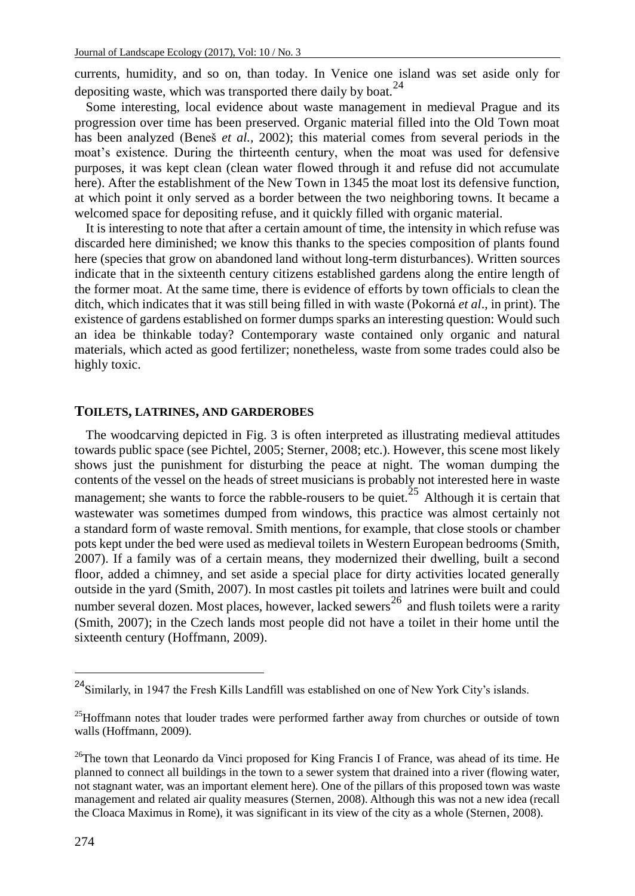currents, humidity, and so on, than today. In Venice one island was set aside only for depositing waste, which was transported there daily by boat.[24]

Some interesting, local evidence about waste management in medieval Prague and its progression over time has been preserved. Organic material filled into the Old Town moat has been analyzed (Beneš *et al.*, 2002); this material comes from several periods in the moat's existence. During the thirteenth century, when the moat was used for defensive purposes, it was kept clean (clean water flowed through it and refuse did not accumulate here). After the establishment of the New Town in 1345 the moat lost its defensive function, at which point it only served as a border between the two neighboring towns. It became a welcomed space for depositing refuse, and it quickly filled with organic material.

It is interesting to note that after a certain amount of time, the intensity in which refuse was discarded here diminished; we know this thanks to the species composition of plants found here (species that grow on abandoned land without long-term disturbances). Written sources indicate that in the sixteenth century citizens established gardens along the entire length of the former moat. At the same time, there is evidence of efforts by town officials to clean the ditch, which indicates that it was still being filled in with waste (Pokorná *et al*., in print). The existence of gardens established on former dumps sparks an interesting question: Would such an idea be thinkable today? Contemporary waste contained only organic and natural materials, which acted as good fertilizer; nonetheless, waste from some trades could also be highly toxic.

## TOILETS, LATRINES, AND GARDEROBES

The woodcarving depicted in Fig. 3 is often interpreted as illustrating medieval attitudes towards public space (see Pichtel, 2005; Sterner, 2008; etc.). However, this scene most likely shows just the punishment for disturbing the peace at night. The woman dumping the contents of the vessel on the heads of street musicians is probably not interested here in waste management; she wants to force the rabble-rousers to be quiet.[25] Although it is certain that wastewater was sometimes dumped from windows, this practice was almost certainly not a standard form of waste removal. Smith mentions, for example, that close stools or chamber pots kept under the bed were used as medieval toilets in Western European bedrooms (Smith, 2007). If a family was of a certain means, they modernized their dwelling, built a second floor, added a chimney, and set aside a special place for dirty activities located generally outside in the yard (Smith, 2007). In most castles pit toilets and latrines were built and could number several dozen. Most places, however, lacked sewers[26] and flush toilets were a rarity (Smith, 2007); in the Czech lands most people did not have a toilet in their home until the sixteenth century (Hoffmann, 2009).

---

[24]Similarly, in 1947 the Fresh Kills Landfill was established on one of New York City's islands.

[25]Hoffmann notes that louder trades were performed farther away from churches or outside of town walls (Hoffmann, 2009).

[26]The town that Leonardo da Vinci proposed for King Francis I of France, was ahead of its time. He planned to connect all buildings in the town to a sewer system that drained into a river (flowing water, not stagnant water, was an important element here). One of the pillars of this proposed town was waste management and related air quality measures (Sternen, 2008). Although this was not a new idea (recall the Cloaca Maximus in Rome), it was significant in its view of the city as a whole (Sternen, 2008).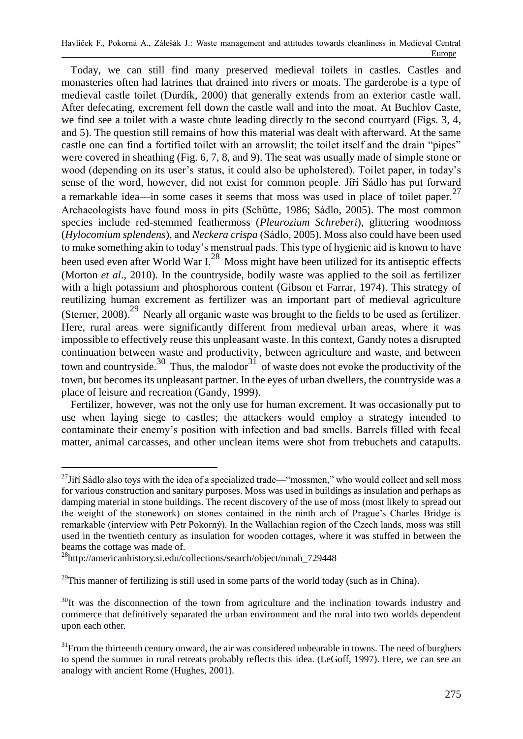Today, we can still find many preserved medieval toilets in castles. Castles and monasteries often had latrines that drained into rivers or moats. The garderobe is a type of medieval castle toilet (Durdík, 2000) that generally extends from an exterior castle wall. After defecating, excrement fell down the castle wall and into the moat. At Buchlov Caste, we find see a toilet with a waste chute leading directly to the second courtyard (Figs. 3, 4, and 5). The question still remains of how this material was dealt with afterward. At the same castle one can find a fortified toilet with an arrowslit; the toilet itself and the drain "pipes" were covered in sheathing (Fig. 6, 7, 8, and 9). The seat was usually made of simple stone or wood (depending on its user's status, it could also be upholstered). Toilet paper, in today's sense of the word, however, did not exist for common people. Jiří Sádlo has put forward a remarkable idea—in some cases it seems that moss was used in place of toilet paper.[27] Archaeologists have found moss in pits (Schütte, 1986; Sádlo, 2005). The most common species include red-stemmed feathermoss (*Pleurozium Schreberi*), glittering woodmoss (*Hylocomium splendens*), and *Neckera crispa* (Sádlo, 2005). Moss also could have been used to make something akin to today's menstrual pads. This type of hygienic aid is known to have been used even after World War I.[28] Moss might have been utilized for its antiseptic effects (Morton *et al*., 2010). In the countryside, bodily waste was applied to the soil as fertilizer with a high potassium and phosphorous content (Gibson et Farrar, 1974). This strategy of reutilizing human excrement as fertilizer was an important part of medieval agriculture (Sterner, 2008).[29] Nearly all organic waste was brought to the fields to be used as fertilizer. Here, rural areas were significantly different from medieval urban areas, where it was impossible to effectively reuse this unpleasant waste. In this context, Gandy notes a disrupted continuation between waste and productivity, between agriculture and waste, and between town and countryside.[30] Thus, the malodor[31] of waste does not evoke the productivity of the town, but becomes its unpleasant partner. In the eyes of urban dwellers, the countryside was a place of leisure and recreation (Gandy, 1999).

Fertilizer, however, was not the only use for human excrement. It was occasionally put to use when laying siege to castles; the attackers would employ a strategy intended to contaminate their enemy's position with infection and bad smells. Barrels filled with fecal matter, animal carcasses, and other unclean items were shot from trebuchets and catapults.

---

[27] Jiří Sádlo also toys with the idea of a specialized trade—"mossmen," who would collect and sell moss for various construction and sanitary purposes. Moss was used in buildings as insulation and perhaps as damping material in stone buildings. The recent discovery of the use of moss (most likely to spread out the weight of the stonework) on stones contained in the ninth arch of Prague's Charles Bridge is remarkable (interview with Petr Pokorný). In the Wallachian region of the Czech lands, moss was still used in the twentieth century as insulation for wooden cottages, where it was stuffed in between the beams the cottage was made of.

[28] http://americanhistory.si.edu/collections/search/object/nmah_729448

[29] This manner of fertilizing is still used in some parts of the world today (such as in China).

[30] It was the disconnection of the town from agriculture and the inclination towards industry and commerce that definitively separated the urban environment and the rural into two worlds dependent upon each other.

[31] From the thirteenth century onward, the air was considered unbearable in towns. The need of burghers to spend the summer in rural retreats probably reflects this idea. (LeGoff, 1997). Here, we can see an analogy with ancient Rome (Hughes, 2001).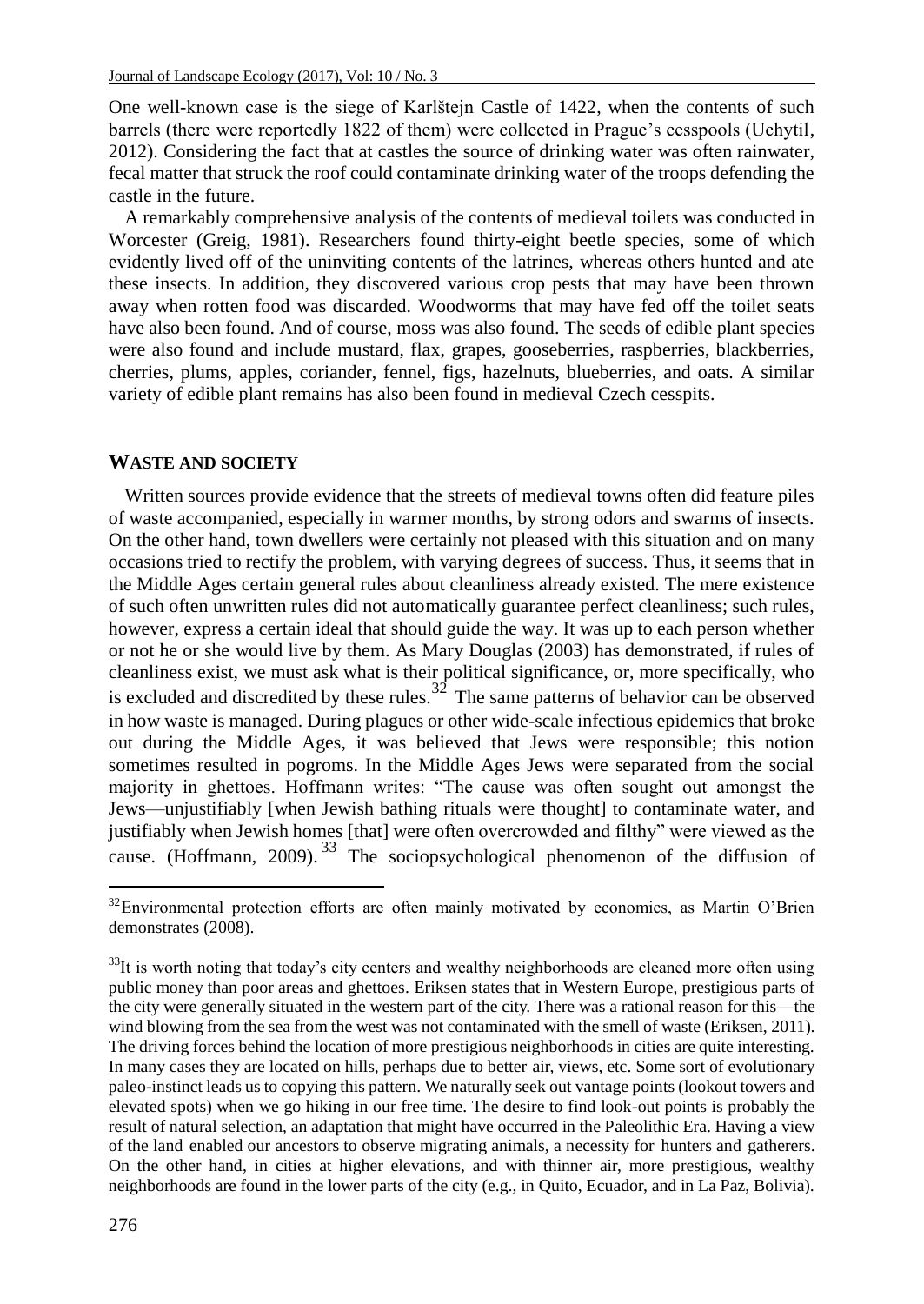One well-known case is the siege of Karlštejn Castle of 1422, when the contents of such barrels (there were reportedly 1822 of them) were collected in Prague's cesspools (Uchytil, 2012). Considering the fact that at castles the source of drinking water was often rainwater, fecal matter that struck the roof could contaminate drinking water of the troops defending the castle in the future.

A remarkably comprehensive analysis of the contents of medieval toilets was conducted in Worcester (Greig, 1981). Researchers found thirty-eight beetle species, some of which evidently lived off of the uninviting contents of the latrines, whereas others hunted and ate these insects. In addition, they discovered various crop pests that may have been thrown away when rotten food was discarded. Woodworms that may have fed off the toilet seats have also been found. And of course, moss was also found. The seeds of edible plant species were also found and include mustard, flax, grapes, gooseberries, raspberries, blackberries, cherries, plums, apples, coriander, fennel, figs, hazelnuts, blueberries, and oats. A similar variety of edible plant remains has also been found in medieval Czech cesspits.

## WASTE AND SOCIETY

Written sources provide evidence that the streets of medieval towns often did feature piles of waste accompanied, especially in warmer months, by strong odors and swarms of insects. On the other hand, town dwellers were certainly not pleased with this situation and on many occasions tried to rectify the problem, with varying degrees of success. Thus, it seems that in the Middle Ages certain general rules about cleanliness already existed. The mere existence of such often unwritten rules did not automatically guarantee perfect cleanliness; such rules, however, express a certain ideal that should guide the way. It was up to each person whether or not he or she would live by them. As Mary Douglas (2003) has demonstrated, if rules of cleanliness exist, we must ask what is their political significance, or, more specifically, who is excluded and discredited by these rules.[32] The same patterns of behavior can be observed in how waste is managed. During plagues or other wide-scale infectious epidemics that broke out during the Middle Ages, it was believed that Jews were responsible; this notion sometimes resulted in pogroms. In the Middle Ages Jews were separated from the social majority in ghettoes. Hoffmann writes: "The cause was often sought out amongst the Jews—unjustifiably [when Jewish bathing rituals were thought] to contaminate water, and justifiably when Jewish homes [that] were often overcrowded and filthy" were viewed as the cause. (Hoffmann, 2009).[33] The sociopsychological phenomenon of the diffusion of

[32] Environmental protection efforts are often mainly motivated by economics, as Martin O'Brien demonstrates (2008).

[33] It is worth noting that today's city centers and wealthy neighborhoods are cleaned more often using public money than poor areas and ghettoes. Eriksen states that in Western Europe, prestigious parts of the city were generally situated in the western part of the city. There was a rational reason for this—the wind blowing from the sea from the west was not contaminated with the smell of waste (Eriksen, 2011). The driving forces behind the location of more prestigious neighborhoods in cities are quite interesting. In many cases they are located on hills, perhaps due to better air, views, etc. Some sort of evolutionary paleo-instinct leads us to copying this pattern. We naturally seek out vantage points (lookout towers and elevated spots) when we go hiking in our free time. The desire to find look-out points is probably the result of natural selection, an adaptation that might have occurred in the Paleolithic Era. Having a view of the land enabled our ancestors to observe migrating animals, a necessity for hunters and gatherers. On the other hand, in cities at higher elevations, and with thinner air, more prestigious, wealthy neighborhoods are found in the lower parts of the city (e.g., in Quito, Ecuador, and in La Paz, Bolivia).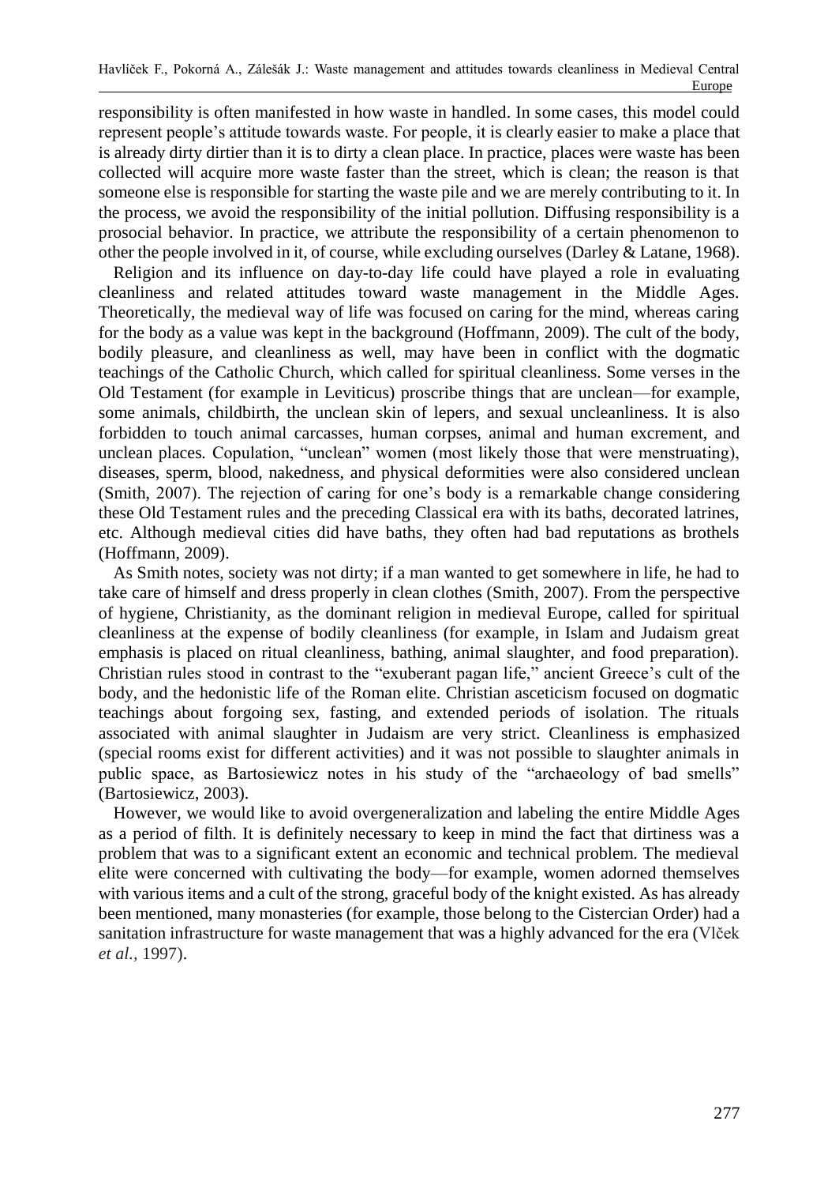responsibility is often manifested in how waste in handled. In some cases, this model could represent people's attitude towards waste. For people, it is clearly easier to make a place that is already dirty dirtier than it is to dirty a clean place. In practice, places were waste has been collected will acquire more waste faster than the street, which is clean; the reason is that someone else is responsible for starting the waste pile and we are merely contributing to it. In the process, we avoid the responsibility of the initial pollution. Diffusing responsibility is a prosocial behavior. In practice, we attribute the responsibility of a certain phenomenon to other the people involved in it, of course, while excluding ourselves (Darley & Latane, 1968).

Religion and its influence on day-to-day life could have played a role in evaluating cleanliness and related attitudes toward waste management in the Middle Ages. Theoretically, the medieval way of life was focused on caring for the mind, whereas caring for the body as a value was kept in the background (Hoffmann, 2009). The cult of the body, bodily pleasure, and cleanliness as well, may have been in conflict with the dogmatic teachings of the Catholic Church, which called for spiritual cleanliness. Some verses in the Old Testament (for example in Leviticus) proscribe things that are unclean—for example, some animals, childbirth, the unclean skin of lepers, and sexual uncleanliness. It is also forbidden to touch animal carcasses, human corpses, animal and human excrement, and unclean places. Copulation, "unclean" women (most likely those that were menstruating), diseases, sperm, blood, nakedness, and physical deformities were also considered unclean (Smith, 2007). The rejection of caring for one's body is a remarkable change considering these Old Testament rules and the preceding Classical era with its baths, decorated latrines, etc. Although medieval cities did have baths, they often had bad reputations as brothels (Hoffmann, 2009).

As Smith notes, society was not dirty; if a man wanted to get somewhere in life, he had to take care of himself and dress properly in clean clothes (Smith, 2007). From the perspective of hygiene, Christianity, as the dominant religion in medieval Europe, called for spiritual cleanliness at the expense of bodily cleanliness (for example, in Islam and Judaism great emphasis is placed on ritual cleanliness, bathing, animal slaughter, and food preparation). Christian rules stood in contrast to the "exuberant pagan life," ancient Greece's cult of the body, and the hedonistic life of the Roman elite. Christian asceticism focused on dogmatic teachings about forgoing sex, fasting, and extended periods of isolation. The rituals associated with animal slaughter in Judaism are very strict. Cleanliness is emphasized (special rooms exist for different activities) and it was not possible to slaughter animals in public space, as Bartosiewicz notes in his study of the "archaeology of bad smells" (Bartosiewicz, 2003).

However, we would like to avoid overgeneralization and labeling the entire Middle Ages as a period of filth. It is definitely necessary to keep in mind the fact that dirtiness was a problem that was to a significant extent an economic and technical problem. The medieval elite were concerned with cultivating the body—for example, women adorned themselves with various items and a cult of the strong, graceful body of the knight existed. As has already been mentioned, many monasteries (for example, those belong to the Cistercian Order) had a sanitation infrastructure for waste management that was a highly advanced for the era (Vlček *et al.*, 1997).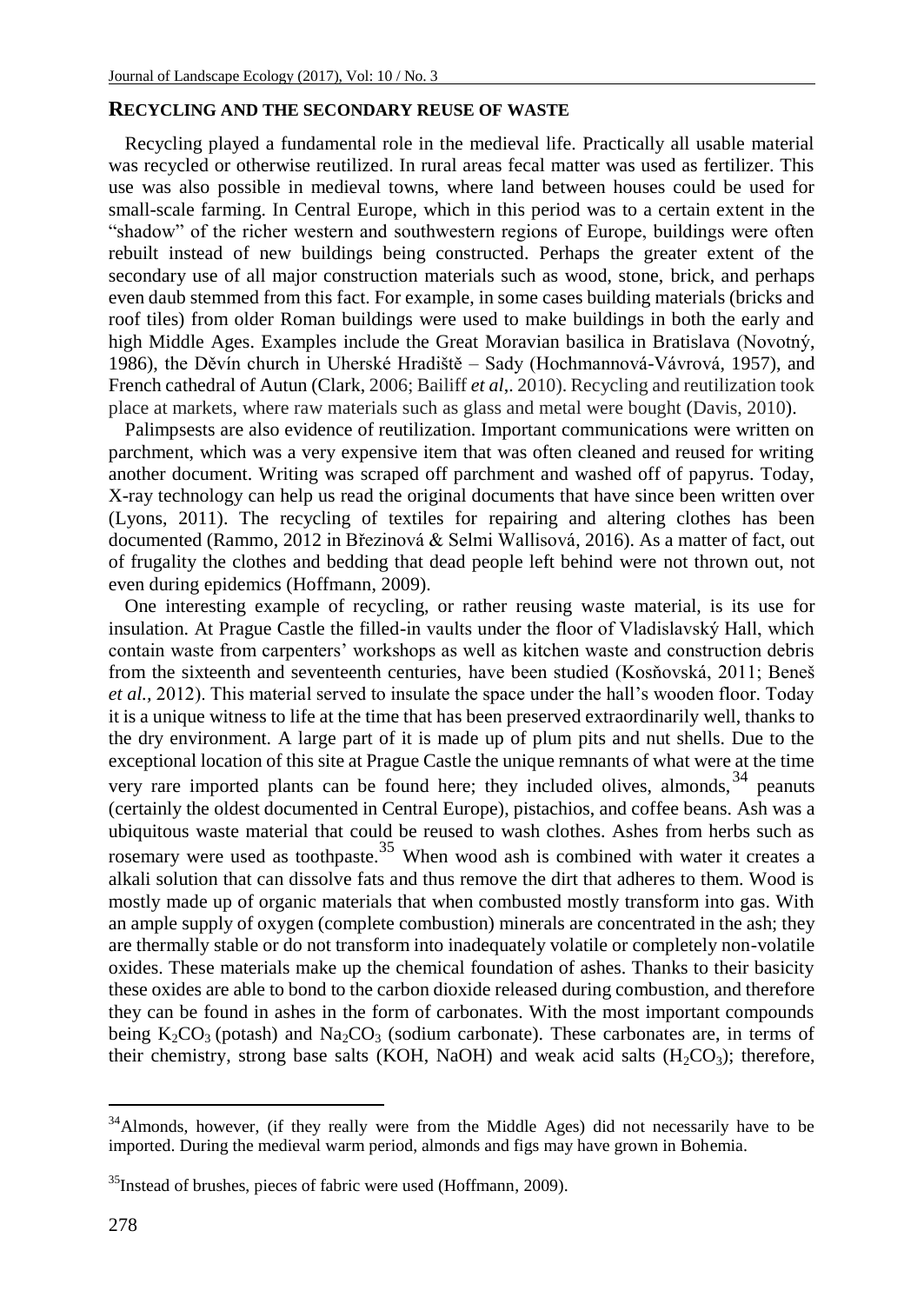## RECYCLING AND THE SECONDARY REUSE OF WASTE

Recycling played a fundamental role in the medieval life. Practically all usable material was recycled or otherwise reutilized. In rural areas fecal matter was used as fertilizer. This use was also possible in medieval towns, where land between houses could be used for small-scale farming. In Central Europe, which in this period was to a certain extent in the "shadow" of the richer western and southwestern regions of Europe, buildings were often rebuilt instead of new buildings being constructed. Perhaps the greater extent of the secondary use of all major construction materials such as wood, stone, brick, and perhaps even daub stemmed from this fact. For example, in some cases building materials (bricks and roof tiles) from older Roman buildings were used to make buildings in both the early and high Middle Ages. Examples include the Great Moravian basilica in Bratislava (Novotný, 1986), the Děvín church in Uherské Hradiště – Sady (Hochmannová-Vávrová, 1957), and French cathedral of Autun (Clark, 2006; Bailiff *et al*,. 2010). Recycling and reutilization took place at markets, where raw materials such as glass and metal were bought (Davis, 2010).

Palimpsests are also evidence of reutilization. Important communications were written on parchment, which was a very expensive item that was often cleaned and reused for writing another document. Writing was scraped off parchment and washed off of papyrus. Today, X-ray technology can help us read the original documents that have since been written over (Lyons, 2011). The recycling of textiles for repairing and altering clothes has been documented (Rammo, 2012 in Březinová & Selmi Wallisová, 2016). As a matter of fact, out of frugality the clothes and bedding that dead people left behind were not thrown out, not even during epidemics (Hoffmann, 2009).

One interesting example of recycling, or rather reusing waste material, is its use for insulation. At Prague Castle the filled-in vaults under the floor of Vladislavský Hall, which contain waste from carpenters' workshops as well as kitchen waste and construction debris from the sixteenth and seventeenth centuries, have been studied (Kosňovská, 2011; Beneš *et al.*, 2012). This material served to insulate the space under the hall's wooden floor. Today it is a unique witness to life at the time that has been preserved extraordinarily well, thanks to the dry environment. A large part of it is made up of plum pits and nut shells. Due to the exceptional location of this site at Prague Castle the unique remnants of what were at the time very rare imported plants can be found here; they included olives, almonds,[34] peanuts (certainly the oldest documented in Central Europe), pistachios, and coffee beans. Ash was a ubiquitous waste material that could be reused to wash clothes. Ashes from herbs such as rosemary were used as toothpaste.[35] When wood ash is combined with water it creates a alkali solution that can dissolve fats and thus remove the dirt that adheres to them. Wood is mostly made up of organic materials that when combusted mostly transform into gas. With an ample supply of oxygen (complete combustion) minerals are concentrated in the ash; they are thermally stable or do not transform into inadequately volatile or completely non-volatile oxides. These materials make up the chemical foundation of ashes. Thanks to their basicity these oxides are able to bond to the carbon dioxide released during combustion, and therefore they can be found in ashes in the form of carbonates. With the most important compounds being $K_2CO_3$ (potash) and $Na_2CO_3$ (sodium carbonate). These carbonates are, in terms of their chemistry, strong base salts (KOH, NaOH) and weak acid salts ($H_2CO_3$); therefore,

---

[34] Almonds, however, (if they really were from the Middle Ages) did not necessarily have to be imported. During the medieval warm period, almonds and figs may have grown in Bohemia.

[35] Instead of brushes, pieces of fabric were used (Hoffmann, 2009).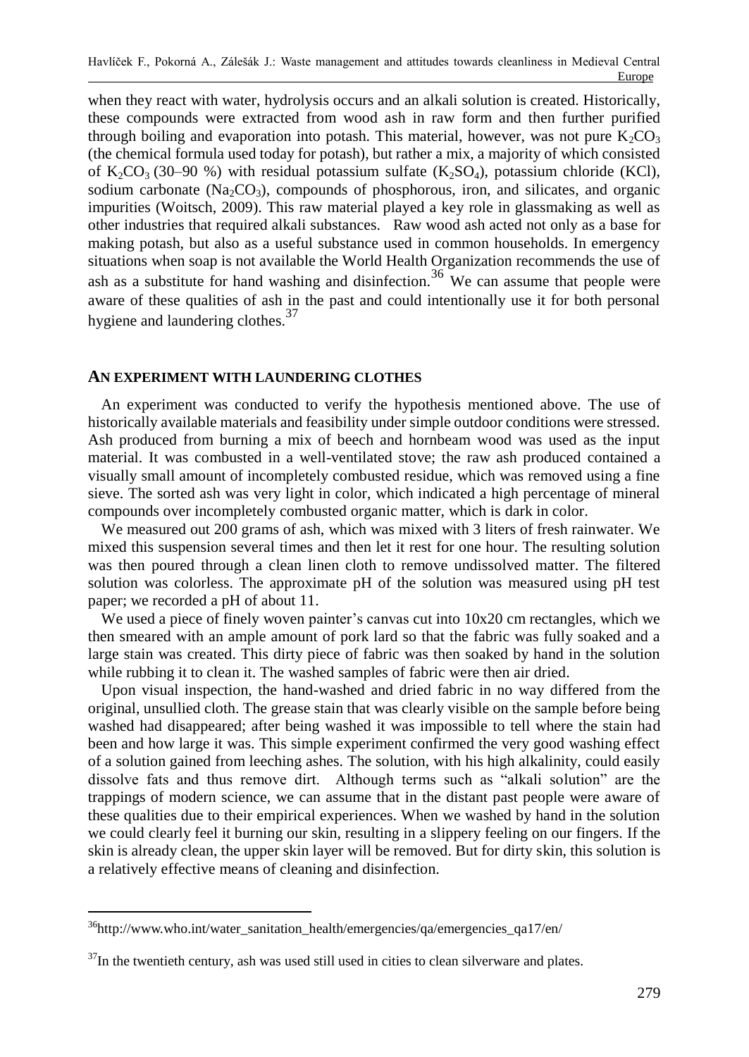when they react with water, hydrolysis occurs and an alkali solution is created. Historically, these compounds were extracted from wood ash in raw form and then further purified through boiling and evaporation into potash. This material, however, was not pure $K_2CO_3$ (the chemical formula used today for potash), but rather a mix, a majority of which consisted of $K_2CO_3$ (30–90 %) with residual potassium sulfate ($K_2SO_4$), potassium chloride (KCl), sodium carbonate ($Na_2CO_3$), compounds of phosphorous, iron, and silicates, and organic impurities (Woitsch, 2009). This raw material played a key role in glassmaking as well as other industries that required alkali substances. Raw wood ash acted not only as a base for making potash, but also as a useful substance used in common households. In emergency situations when soap is not available the World Health Organization recommends the use of ash as a substitute for hand washing and disinfection.[36] We can assume that people were aware of these qualities of ash in the past and could intentionally use it for both personal hygiene and laundering clothes.[37]

## AN EXPERIMENT WITH LAUNDERING CLOTHES

An experiment was conducted to verify the hypothesis mentioned above. The use of historically available materials and feasibility under simple outdoor conditions were stressed. Ash produced from burning a mix of beech and hornbeam wood was used as the input material. It was combusted in a well-ventilated stove; the raw ash produced contained a visually small amount of incompletely combusted residue, which was removed using a fine sieve. The sorted ash was very light in color, which indicated a high percentage of mineral compounds over incompletely combusted organic matter, which is dark in color.

We measured out 200 grams of ash, which was mixed with 3 liters of fresh rainwater. We mixed this suspension several times and then let it rest for one hour. The resulting solution was then poured through a clean linen cloth to remove undissolved matter. The filtered solution was colorless. The approximate pH of the solution was measured using pH test paper; we recorded a pH of about 11.

We used a piece of finely woven painter's canvas cut into 10x20 cm rectangles, which we then smeared with an ample amount of pork lard so that the fabric was fully soaked and a large stain was created. This dirty piece of fabric was then soaked by hand in the solution while rubbing it to clean it. The washed samples of fabric were then air dried.

Upon visual inspection, the hand-washed and dried fabric in no way differed from the original, unsullied cloth. The grease stain that was clearly visible on the sample before being washed had disappeared; after being washed it was impossible to tell where the stain had been and how large it was. This simple experiment confirmed the very good washing effect of a solution gained from leeching ashes. The solution, with his high alkalinity, could easily dissolve fats and thus remove dirt. Although terms such as "alkali solution" are the trappings of modern science, we can assume that in the distant past people were aware of these qualities due to their empirical experiences. When we washed by hand in the solution we could clearly feel it burning our skin, resulting in a slippery feeling on our fingers. If the skin is already clean, the upper skin layer will be removed. But for dirty skin, this solution is a relatively effective means of cleaning and disinfection.

---

[36] http://www.who.int/water_sanitation_health/emergencies/qa/emergencies_qa17/en/

[37] In the twentieth century, ash was used still used in cities to clean silverware and plates.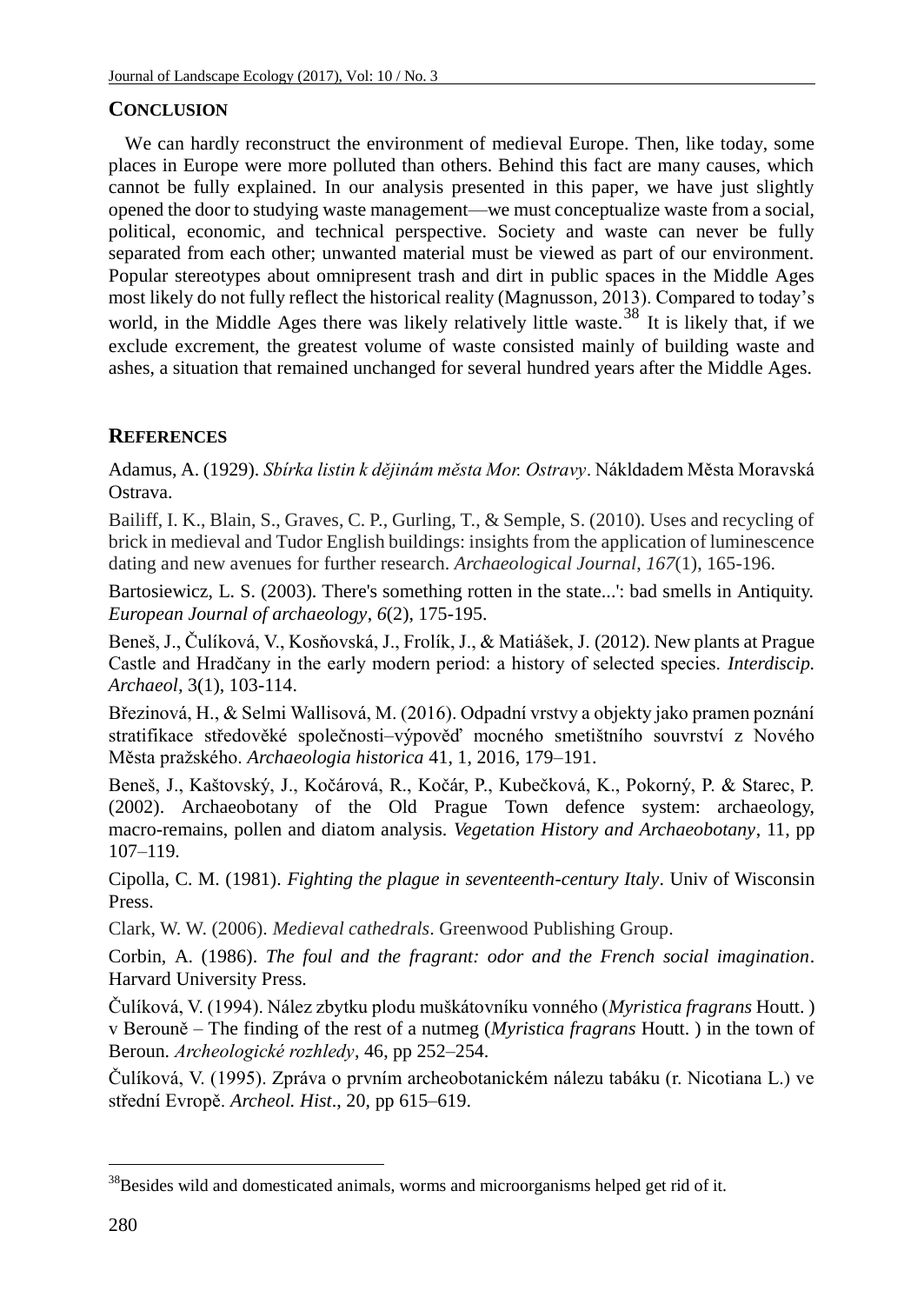## CONCLUSION

We can hardly reconstruct the environment of medieval Europe. Then, like today, some places in Europe were more polluted than others. Behind this fact are many causes, which cannot be fully explained. In our analysis presented in this paper, we have just slightly opened the door to studying waste management—we must conceptualize waste from a social, political, economic, and technical perspective. Society and waste can never be fully separated from each other; unwanted material must be viewed as part of our environment. Popular stereotypes about omnipresent trash and dirt in public spaces in the Middle Ages most likely do not fully reflect the historical reality (Magnusson, 2013). Compared to today's world, in the Middle Ages there was likely relatively little waste.[38] It is likely that, if we exclude excrement, the greatest volume of waste consisted mainly of building waste and ashes, a situation that remained unchanged for several hundred years after the Middle Ages.

## REFERENCES

Adamus, A. (1929). *Sbírka listin k dějinám města Mor. Ostravy*. Nákldadem Města Moravská Ostrava.

Bailiff, I. K., Blain, S., Graves, C. P., Gurling, T., & Semple, S. (2010). Uses and recycling of brick in medieval and Tudor English buildings: insights from the application of luminescence dating and new avenues for further research. *Archaeological Journal*, *167*(1), 165-196.

Bartosiewicz, L. S. (2003). There's something rotten in the state...': bad smells in Antiquity. *European Journal of archaeology*, *6*(2), 175-195.

Beneš, J., Čulíková, V., Kosňovská, J., Frolík, J., & Matiášek, J. (2012). New plants at Prague Castle and Hradčany in the early modern period: a history of selected species. *Interdiscip. Archaeol,* 3(1), 103-114.

Březinová, H., & Selmi Wallisová, M. (2016). Odpadní vrstvy a objekty jako pramen poznání stratifikace středověké společnosti–výpověď mocného smetištního souvrství z Nového Města pražského. *Archaeologia historica* 41, 1, 2016, 179–191.

Beneš, J., Kaštovský, J., Kočárová, R., Kočár, P., Kubečková, K., Pokorný, P. & Starec, P. (2002). Archaeobotany of the Old Prague Town defence system: archaeology, macro-remains, pollen and diatom analysis. *Vegetation History and Archaeobotany*, 11, pp 107–119.

Cipolla, C. M. (1981). *Fighting the plague in seventeenth-century Italy*. Univ of Wisconsin Press.

Clark, W. W. (2006). *Medieval cathedrals*. Greenwood Publishing Group.

Corbin, A. (1986). *The foul and the fragrant: odor and the French social imagination*. Harvard University Press.

Čulíková, V. (1994). Nález zbytku plodu muškátovníku vonného (*Myristica fragrans* Houtt. ) v Berouně – The finding of the rest of a nutmeg (*Myristica fragrans* Houtt. ) in the town of Beroun. *Archeologické rozhledy*, 46, pp 252–254.

Čulíková, V. (1995). Zpráva o prvním archeobotanickém nálezu tabáku (r. Nicotiana L.) ve střední Evropě. *Archeol. Hist*., 20, pp 615–619.

[38]Besides wild and domesticated animals, worms and microorganisms helped get rid of it.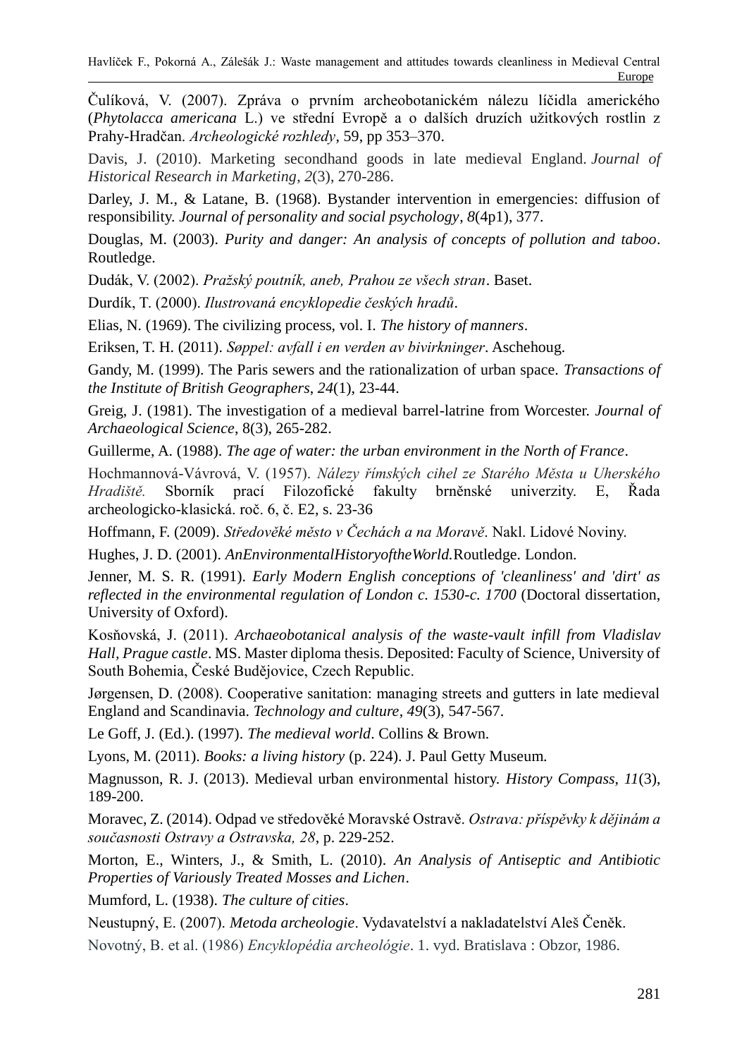Čulíková, V. (2007). Zpráva o prvním archeobotanickém nálezu líčidla amerického (*Phytolacca americana* L.) ve střední Evropě a o dalších druzích užitkových rostlin z Prahy-Hradčan. *Archeologické rozhledy*, 59, pp 353–370.

Davis, J. (2010). Marketing secondhand goods in late medieval England. *Journal of Historical Research in Marketing*, *2*(3), 270-286.

Darley, J. M., & Latane, B. (1968). Bystander intervention in emergencies: diffusion of responsibility. *Journal of personality and social psychology*, *8*(4p1), 377.

Douglas, M. (2003). *Purity and danger: An analysis of concepts of pollution and taboo*. Routledge.

Dudák, V. (2002). *Pražský poutník, aneb, Prahou ze všech stran*. Baset.

Durdík, T. (2000). *Ilustrovaná encyklopedie českých hradů*.

Elias, N. (1969). The civilizing process, vol. I. *The history of manners*.

Eriksen, T. H. (2011). *Søppel: avfall i en verden av bivirkninger*. Aschehoug.

Gandy, M. (1999). The Paris sewers and the rationalization of urban space. *Transactions of the Institute of British Geographers*, *24*(1), 23-44.

Greig, J. (1981). The investigation of a medieval barrel-latrine from Worcester. *Journal of Archaeological Science*, 8(3), 265-282.

Guillerme, A. (1988). *The age of water: the urban environment in the North of France*.

Hochmannová-Vávrová, V. (1957). *Nálezy římských cihel ze Starého Města u Uherského Hradiště.* Sborník prací Filozofické fakulty brněnské univerzity. E, Řada archeologicko-klasická. roč. 6, č. E2, s. 23-36

Hoffmann, F. (2009). *Středověké město v Čechách a na Moravě*. Nakl. Lidové Noviny.

Hughes, J. D. (2001). *AnEnvironmentalHistoryoftheWorld.*Routledge. London.

Jenner, M. S. R. (1991). *Early Modern English conceptions of 'cleanliness' and 'dirt' as reflected in the environmental regulation of London c. 1530-c. 1700* (Doctoral dissertation, University of Oxford).

Kosňovská, J. (2011). *Archaeobotanical analysis of the waste-vault infill from Vladislav Hall, Prague castle*. MS. Master diploma thesis. Deposited: Faculty of Science, University of South Bohemia, České Budějovice, Czech Republic.

Jørgensen, D. (2008). Cooperative sanitation: managing streets and gutters in late medieval England and Scandinavia. *Technology and culture*, *49*(3), 547-567.

Le Goff, J. (Ed.). (1997). *The medieval world*. Collins & Brown.

Lyons, M. (2011). *Books: a living history* (p. 224). J. Paul Getty Museum.

Magnusson, R. J. (2013). Medieval urban environmental history. *History Compass*, *11*(3), 189-200.

Moravec, Z. (2014). Odpad ve středověké Moravské Ostravě. *Ostrava: příspěvky k dějinám a současnosti Ostravy a Ostravska, 28*, p. 229-252.

Morton, E., Winters, J., & Smith, L. (2010). *An Analysis of Antiseptic and Antibiotic Properties of Variously Treated Mosses and Lichen*.

Mumford, L. (1938). *The culture of cities*.

Neustupný, E. (2007). *Metoda archeologie*. Vydavatelství a nakladatelství Aleš Čeněk.

Novotný, B. et al. (1986) *Encyklopédia archeológie*. 1. vyd. Bratislava : Obzor, 1986.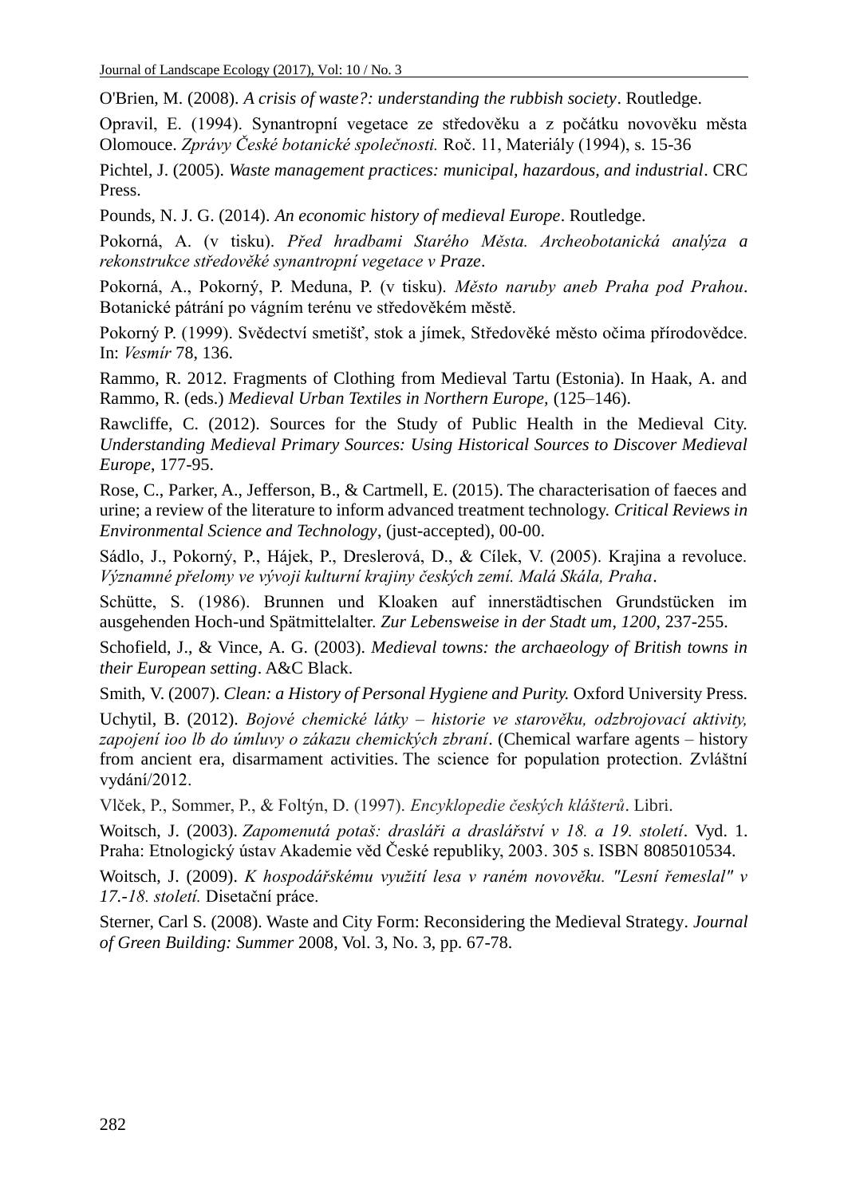O'Brien, M. (2008). *A crisis of waste?: understanding the rubbish society*. Routledge.

Opravil, E. (1994). Synantropní vegetace ze středověku a z počátku novověku města Olomouce. *Zprávy České botanické společnosti.* Roč. 11, Materiály (1994), s. 15-36

Pichtel, J. (2005). *Waste management practices: municipal, hazardous, and industrial*. CRC Press.

Pounds, N. J. G. (2014). *An economic history of medieval Europe*. Routledge.

Pokorná, A. (v tisku). *Před hradbami Starého Města. Archeobotanická analýza a rekonstrukce středověké synantropní vegetace v Praze*.

Pokorná, A., Pokorný, P. Meduna, P. (v tisku). *Město naruby aneb Praha pod Prahou*. Botanické pátrání po vágním terénu ve středověkém městě.

Pokorný P. (1999). Svědectví smetišť, stok a jímek, Středověké město očima přírodovědce. In: *Vesmír* 78, 136.

Rammo, R. 2012. Fragments of Clothing from Medieval Tartu (Estonia). In Haak, A. and Rammo, R. (eds.) *Medieval Urban Textiles in Northern Europe*, (125–146).

Rawcliffe, C. (2012). Sources for the Study of Public Health in the Medieval City. *Understanding Medieval Primary Sources: Using Historical Sources to Discover Medieval Europe*, 177-95.

Rose, C., Parker, A., Jefferson, B., & Cartmell, E. (2015). The characterisation of faeces and urine; a review of the literature to inform advanced treatment technology. *Critical Reviews in Environmental Science and Technology*, (just-accepted), 00-00.

Sádlo, J., Pokorný, P., Hájek, P., Dreslerová, D., & Cílek, V. (2005). Krajina a revoluce. *Významné přelomy ve vývoji kulturní krajiny českých zemí. Malá Skála, Praha*.

Schütte, S. (1986). Brunnen und Kloaken auf innerstädtischen Grundstücken im ausgehenden Hoch-und Spätmittelalter. *Zur Lebensweise in der Stadt um*, *1200*, 237-255.

Schofield, J., & Vince, A. G. (2003). *Medieval towns: the archaeology of British towns in their European setting*. A&C Black.

Smith, V. (2007). *Clean: a History of Personal Hygiene and Purity.* Oxford University Press.

Uchytil, B. (2012). *Bojové chemické látky – historie ve starověku, odzbrojovací aktivity, zapojení ioo lb do úmluvy o zákazu chemických zbraní*. (Chemical warfare agents – history from ancient era, disarmament activities. The science for population protection. Zvláštní vydání/2012.

Vlček, P., Sommer, P., & Foltýn, D. (1997). *Encyklopedie českých klášterů*. Libri.

Woitsch, J. (2003). *Zapomenutá potaš: drasláři a draslářství v 18. a 19. století*. Vyd. 1. Praha: Etnologický ústav Akademie věd České republiky, 2003. 305 s. ISBN 8085010534.

Woitsch, J. (2009). *K hospodářskému využití lesa v raném novověku. "Lesní řemeslal" v 17.-18. století.* Disetační práce.

Sterner, Carl S. (2008). Waste and City Form: Reconsidering the Medieval Strategy. *Journal of Green Building: Summer* 2008, Vol. 3, No. 3, pp. 67-78.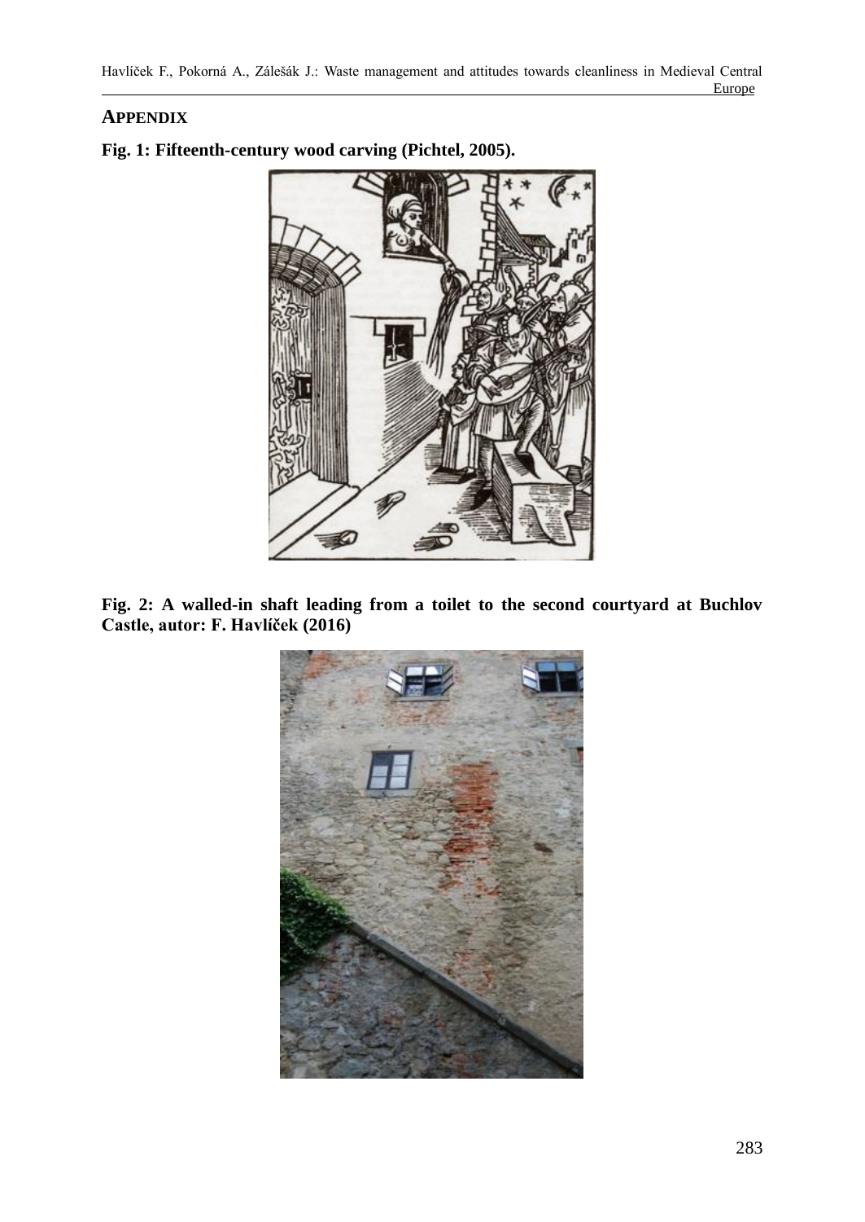## APPENDIX

**Fig. 1: Fifteenth-century wood carving (Pichtel, 2005).**

**Fig. 2: A walled-in shaft leading from a toilet to the second courtyard at Buchlov Castle, autor: F. Havlíček (2016)**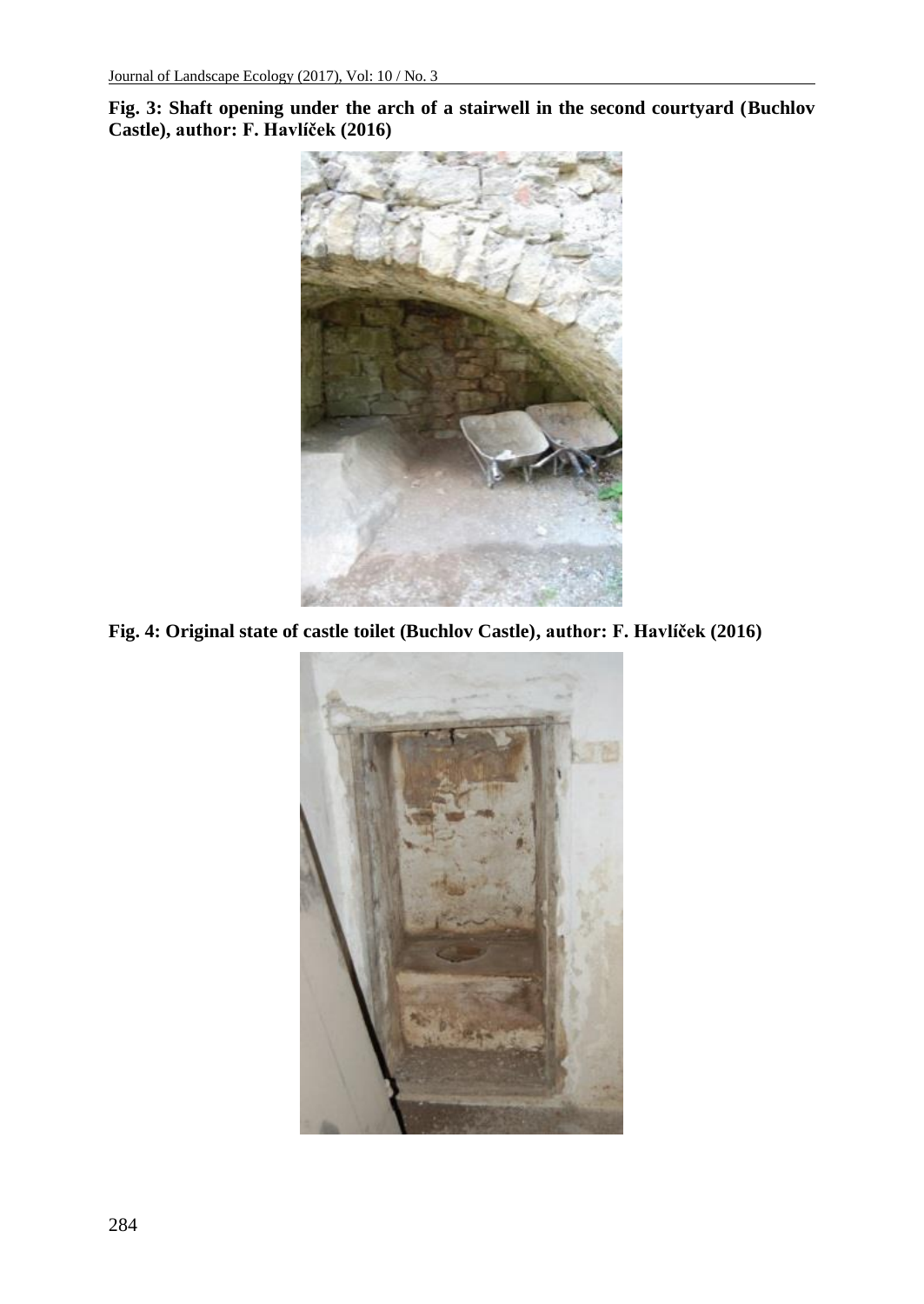**Fig. 3: Shaft opening under the arch of a stairwell in the second courtyard (Buchlov Castle), author: F. Havlíček (2016)**

**Fig. 4: Original state of castle toilet (Buchlov Castle), author: F. Havlíček (2016)**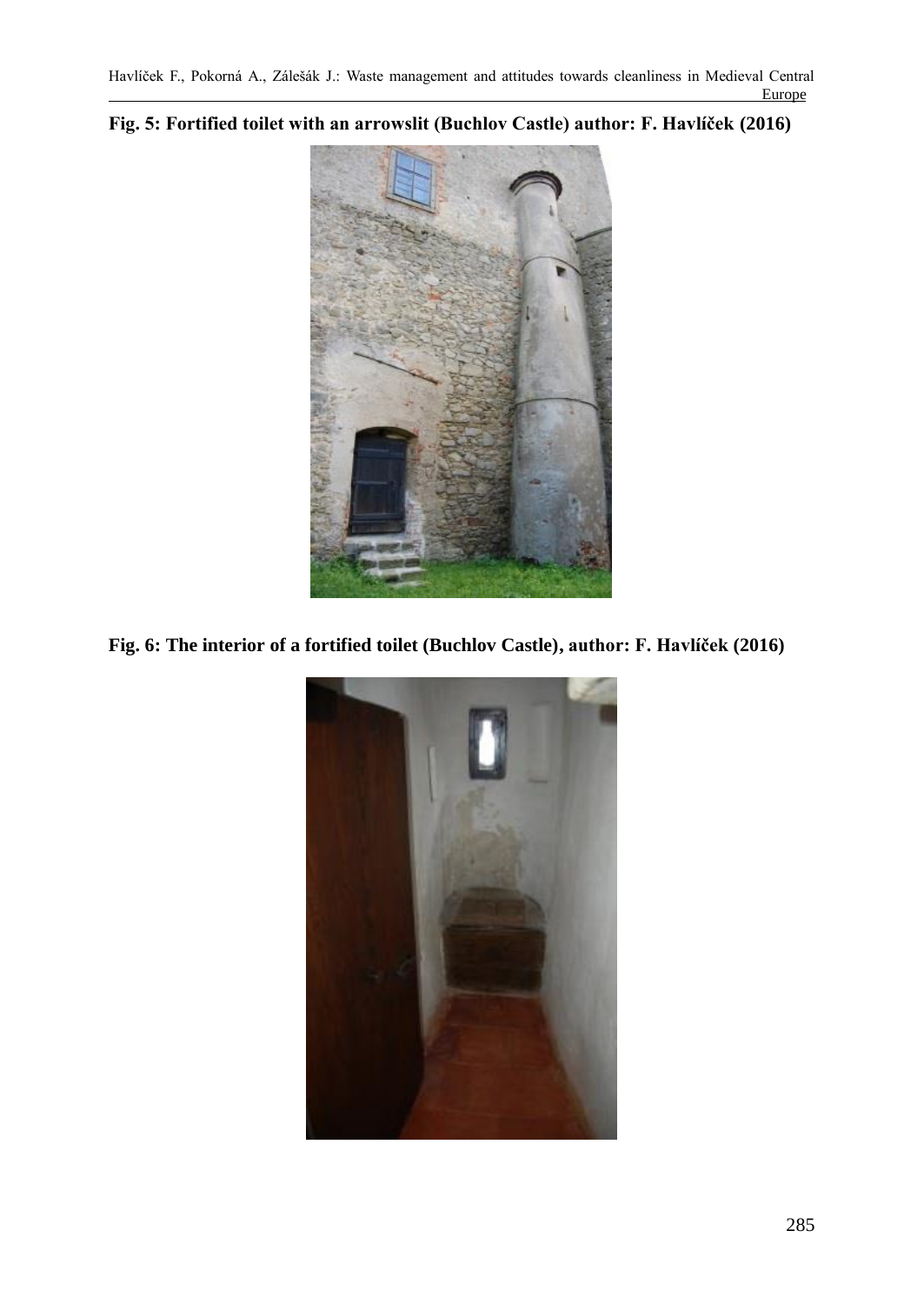**Fig. 5: Fortified toilet with an arrowslit (Buchlov Castle) author: F. Havlíček (2016)**

**Fig. 6: The interior of a fortified toilet (Buchlov Castle), author: F. Havlíček (2016)**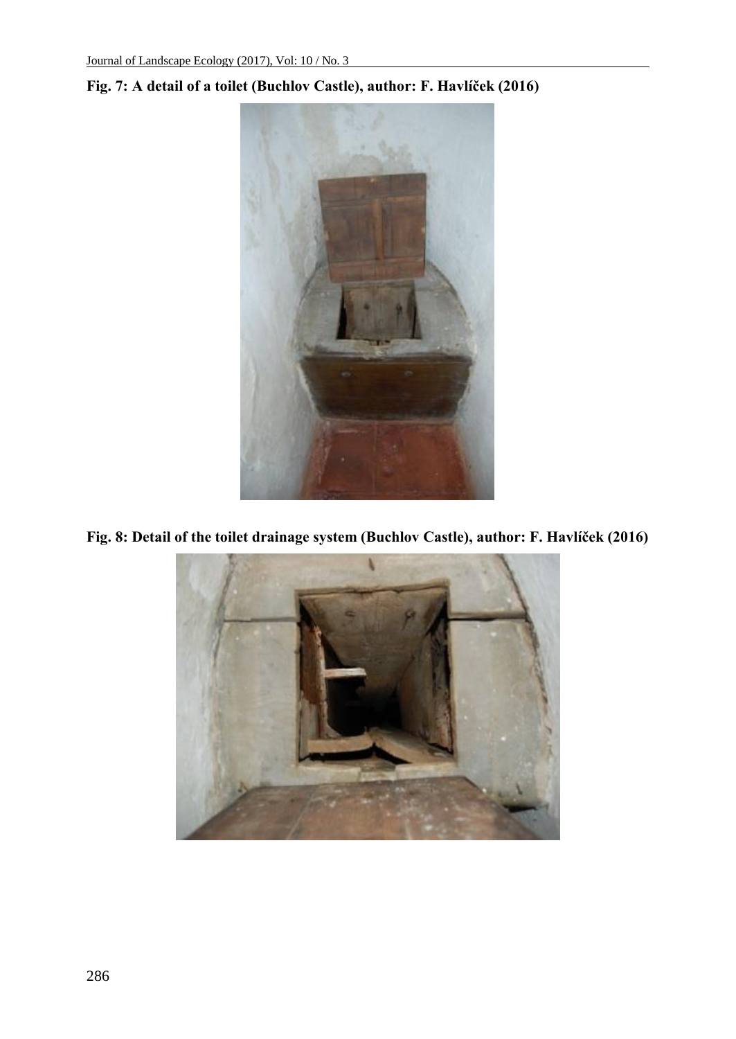**Fig. 7: A detail of a toilet (Buchlov Castle), author: F. Havlíček (2016)**

**Fig. 8: Detail of the toilet drainage system (Buchlov Castle), author: F. Havlíček (2016)**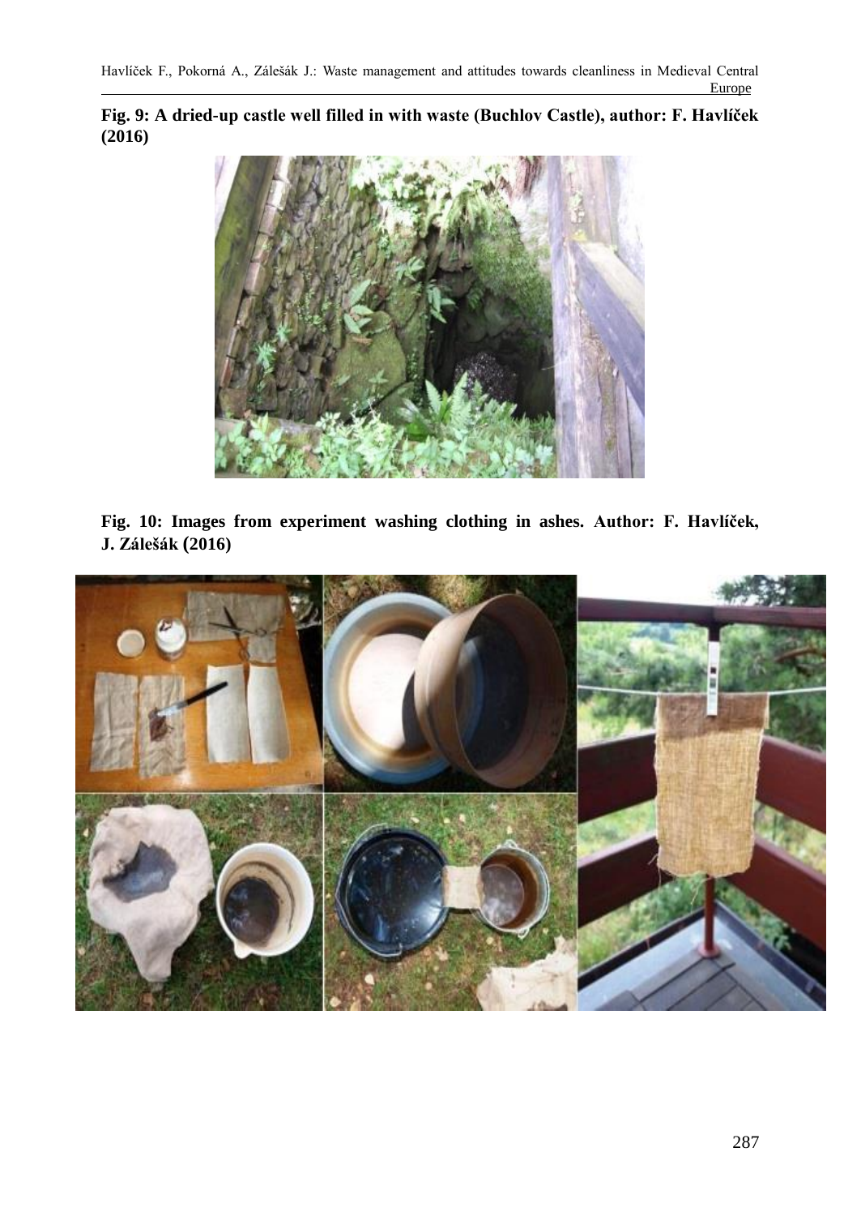**Fig. 9: A dried-up castle well filled in with waste (Buchlov Castle), author: F. Havlíček (2016)**

**Fig. 10: Images from experiment washing clothing in ashes. Author: F. Havlíček, J. Zálešák (2016)**